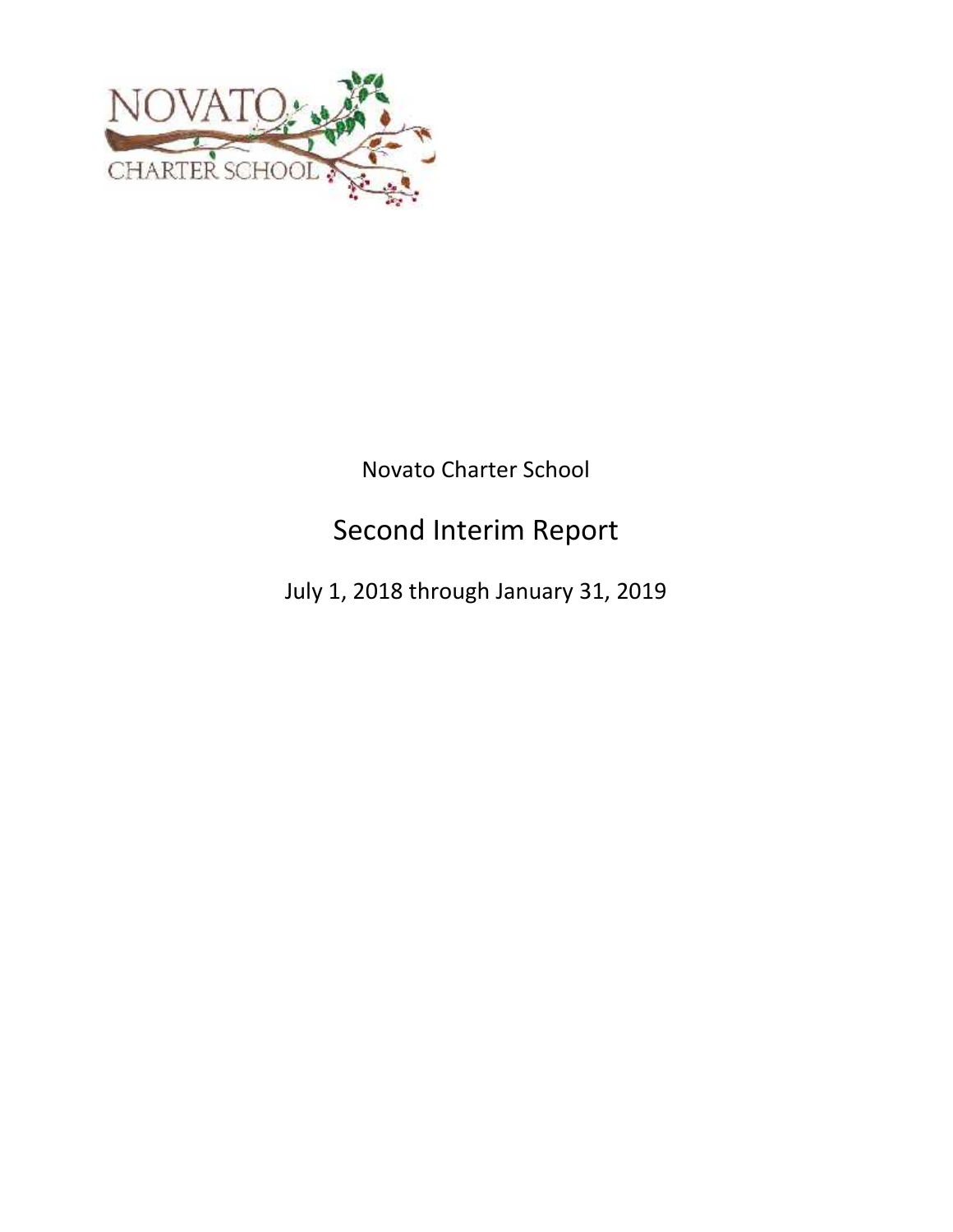Novato Charter School

# Second Interim Report

July 1, 2018 through January 31, 2019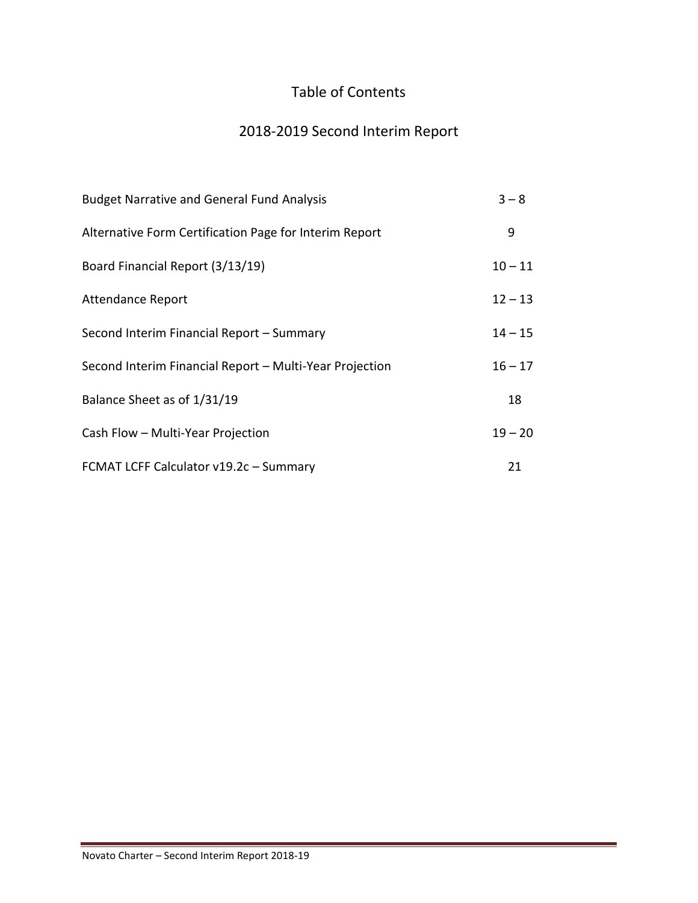# Table of Contents

## 2018-2019 Second Interim Report

| | |
|---|---|
| Budget Narrative and General Fund Analysis | 3 – 8 |
| Alternative Form Certification Page for Interim Report | 9 |
| Board Financial Report (3/13/19) | 10 – 11 |
| Attendance Report | 12 – 13 |
| Second Interim Financial Report – Summary | 14 – 15 |
| Second Interim Financial Report – Multi-Year Projection | 16 – 17 |
| Balance Sheet as of 1/31/19 | 18 |
| Cash Flow – Multi-Year Projection | 19 – 20 |
| FCMAT LCFF Calculator v19.2c – Summary | 21 |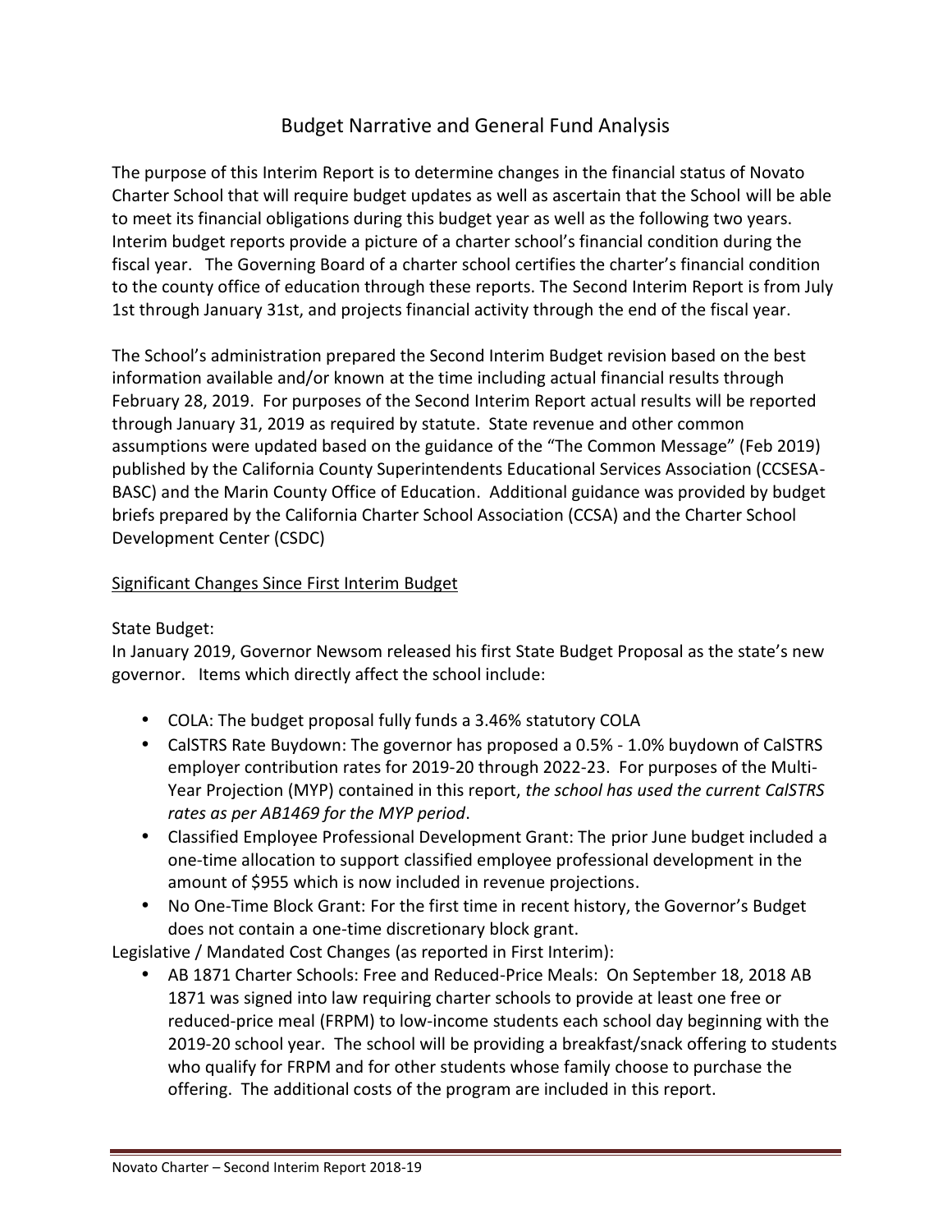# Budget Narrative and General Fund Analysis

The purpose of this Interim Report is to determine changes in the financial status of Novato Charter School that will require budget updates as well as ascertain that the School will be able to meet its financial obligations during this budget year as well as the following two years. Interim budget reports provide a picture of a charter school's financial condition during the fiscal year. The Governing Board of a charter school certifies the charter's financial condition to the county office of education through these reports. The Second Interim Report is from July 1st through January 31st, and projects financial activity through the end of the fiscal year.

The School's administration prepared the Second Interim Budget revision based on the best information available and/or known at the time including actual financial results through February 28, 2019. For purposes of the Second Interim Report actual results will be reported through January 31, 2019 as required by statute. State revenue and other common assumptions were updated based on the guidance of the "The Common Message" (Feb 2019) published by the California County Superintendents Educational Services Association (CCSESA-BASC) and the Marin County Office of Education. Additional guidance was provided by budget briefs prepared by the California Charter School Association (CCSA) and the Charter School Development Center (CSDC)

Significant Changes Since First Interim Budget

State Budget:

In January 2019, Governor Newsom released his first State Budget Proposal as the state's new governor. Items which directly affect the school include:

- COLA: The budget proposal fully funds a 3.46% statutory COLA
- CalSTRS Rate Buydown: The governor has proposed a 0.5% - 1.0% buydown of CalSTRS employer contribution rates for 2019-20 through 2022-23. For purposes of the Multi-Year Projection (MYP) contained in this report, *the school has used the current CalSTRS rates as per AB1469 for the MYP period*.
- Classified Employee Professional Development Grant: The prior June budget included a one-time allocation to support classified employee professional development in the amount of $955 which is now included in revenue projections.
- No One-Time Block Grant: For the first time in recent history, the Governor's Budget does not contain a one-time discretionary block grant.

Legislative / Mandated Cost Changes (as reported in First Interim):

- AB 1871 Charter Schools: Free and Reduced-Price Meals: On September 18, 2018 AB 1871 was signed into law requiring charter schools to provide at least one free or reduced-price meal (FRPM) to low-income students each school day beginning with the 2019-20 school year. The school will be providing a breakfast/snack offering to students who qualify for FRPM and for other students whose family choose to purchase the offering. The additional costs of the program are included in this report.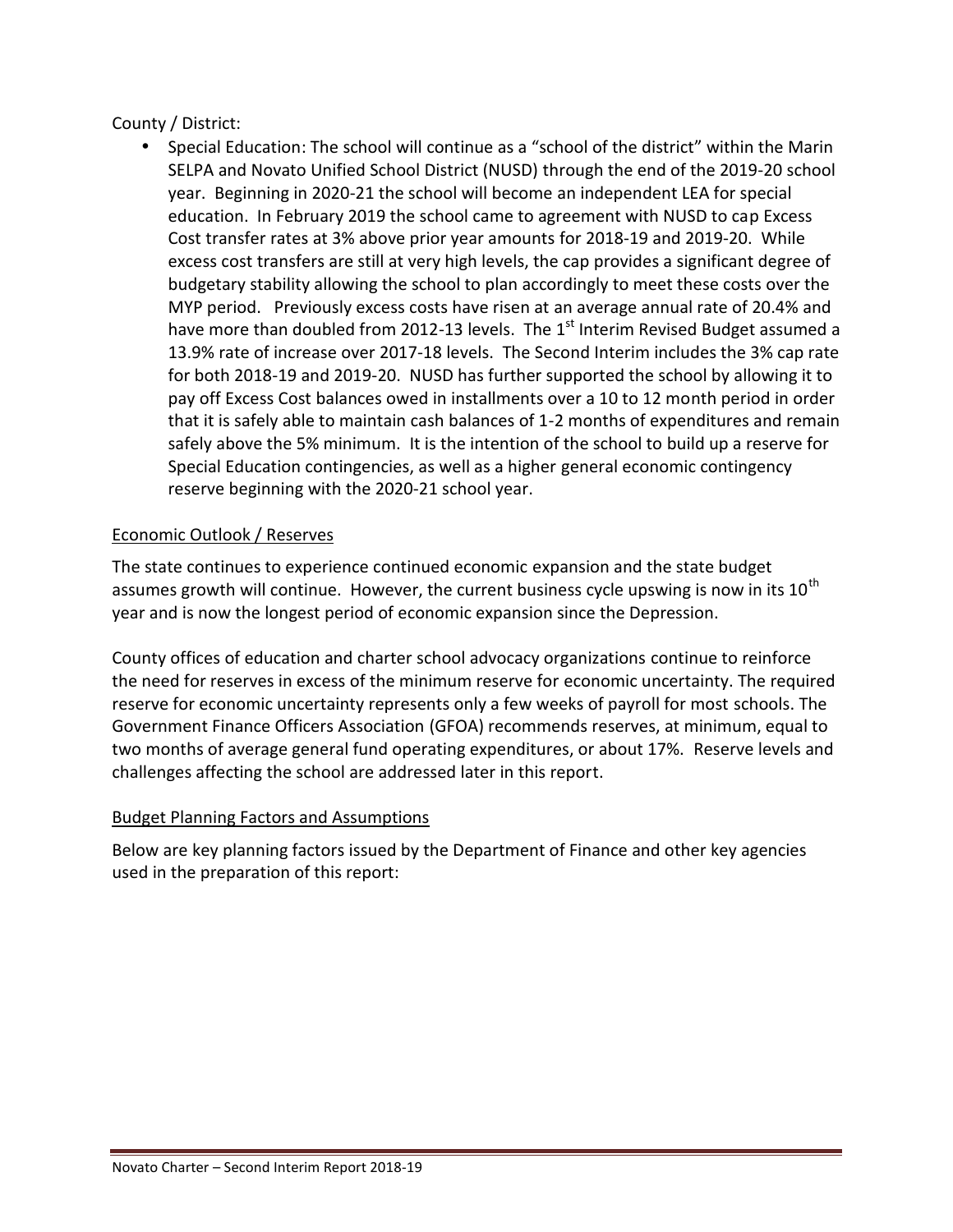County / District:

- Special Education: The school will continue as a "school of the district" within the Marin SELPA and Novato Unified School District (NUSD) through the end of the 2019-20 school year. Beginning in 2020-21 the school will become an independent LEA for special education. In February 2019 the school came to agreement with NUSD to cap Excess Cost transfer rates at 3% above prior year amounts for 2018-19 and 2019-20. While excess cost transfers are still at very high levels, the cap provides a significant degree of budgetary stability allowing the school to plan accordingly to meet these costs over the MYP period. Previously excess costs have risen at an average annual rate of 20.4% and have more than doubled from 2012-13 levels. The 1st Interim Revised Budget assumed a 13.9% rate of increase over 2017-18 levels. The Second Interim includes the 3% cap rate for both 2018-19 and 2019-20. NUSD has further supported the school by allowing it to pay off Excess Cost balances owed in installments over a 10 to 12 month period in order that it is safely able to maintain cash balances of 1-2 months of expenditures and remain safely above the 5% minimum. It is the intention of the school to build up a reserve for Special Education contingencies, as well as a higher general economic contingency reserve beginning with the 2020-21 school year.

## Economic Outlook / Reserves

The state continues to experience continued economic expansion and the state budget assumes growth will continue. However, the current business cycle upswing is now in its 10th year and is now the longest period of economic expansion since the Depression.

County offices of education and charter school advocacy organizations continue to reinforce the need for reserves in excess of the minimum reserve for economic uncertainty. The required reserve for economic uncertainty represents only a few weeks of payroll for most schools. The Government Finance Officers Association (GFOA) recommends reserves, at minimum, equal to two months of average general fund operating expenditures, or about 17%. Reserve levels and challenges affecting the school are addressed later in this report.

## Budget Planning Factors and Assumptions

Below are key planning factors issued by the Department of Finance and other key agencies used in the preparation of this report: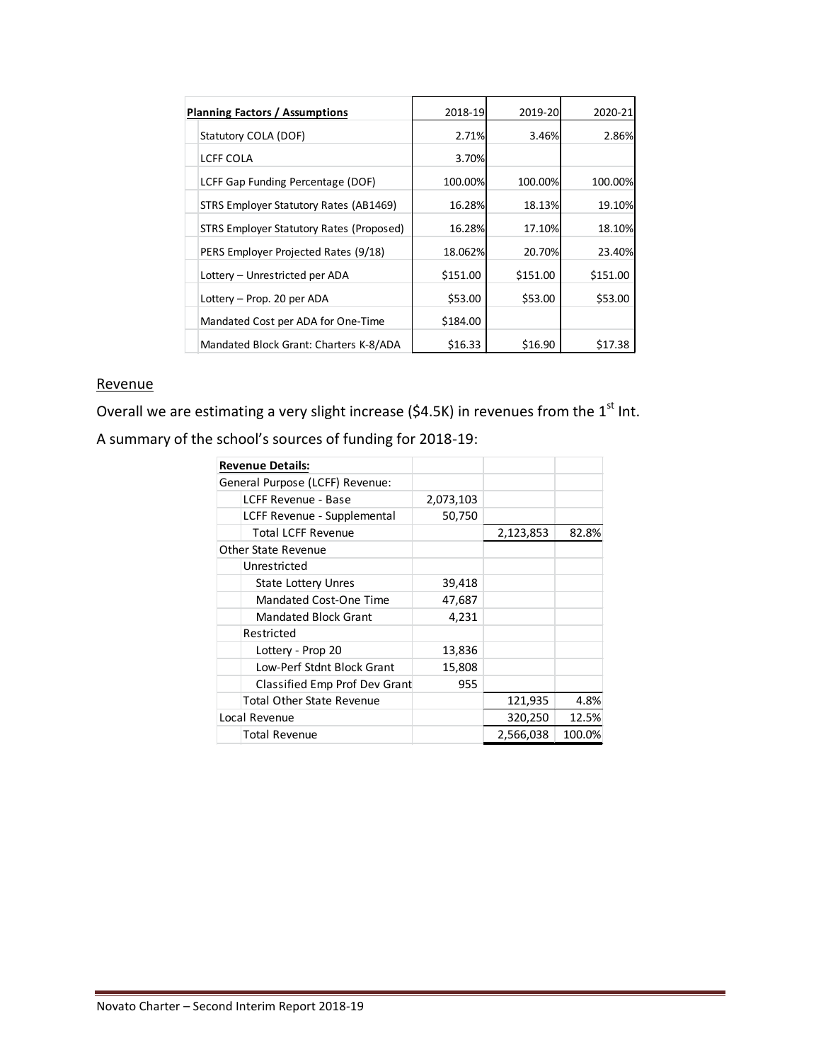| Planning Factors / Assumptions | 2018-19 | 2019-20 | 2020-21 |
|---|---|---|---|
| Statutory COLA (DOF) | 2.71% | 3.46% | 2.86% |
| LCFF COLA | 3.70% | | |
| LCFF Gap Funding Percentage (DOF) | 100.00% | 100.00% | 100.00% |
| STRS Employer Statutory Rates (AB1469) | 16.28% | 18.13% | 19.10% |
| STRS Employer Statutory Rates (Proposed) | 16.28% | 17.10% | 18.10% |
| PERS Employer Projected Rates (9/18) | 18.062% | 20.70% | 23.40% |
| Lottery – Unrestricted per ADA | $151.00 | $151.00 | $151.00 |
| Lottery – Prop. 20 per ADA | $53.00 | $53.00 | $53.00 |
| Mandated Cost per ADA for One-Time | $184.00 | | |
| Mandated Block Grant: Charters K-8/ADA | $16.33 | $16.90 | $17.38 |

## Revenue

Overall we are estimating a very slight increase ($4.5K) in revenues from the 1st Int.

A summary of the school's sources of funding for 2018-19:

| Revenue Details: | | | |
|---|---|---|---|
| General Purpose (LCFF) Revenue: | | | |
| LCFF Revenue - Base | 2,073,103 | | |
| LCFF Revenue - Supplemental | 50,750 | | |
| Total LCFF Revenue | | 2,123,853 | 82.8% |
| Other State Revenue | | | |
| Unrestricted | | | |
| State Lottery Unres | 39,418 | | |
| Mandated Cost-One Time | 47,687 | | |
| Mandated Block Grant | 4,231 | | |
| Restricted | | | |
| Lottery - Prop 20 | 13,836 | | |
| Low-Perf Stdnt Block Grant | 15,808 | | |
| Classified Emp Prof Dev Grant | 955 | | |
| Total Other State Revenue | | 121,935 | 4.8% |
| Local Revenue | | 320,250 | 12.5% |
| Total Revenue | | 2,566,038 | 100.0% |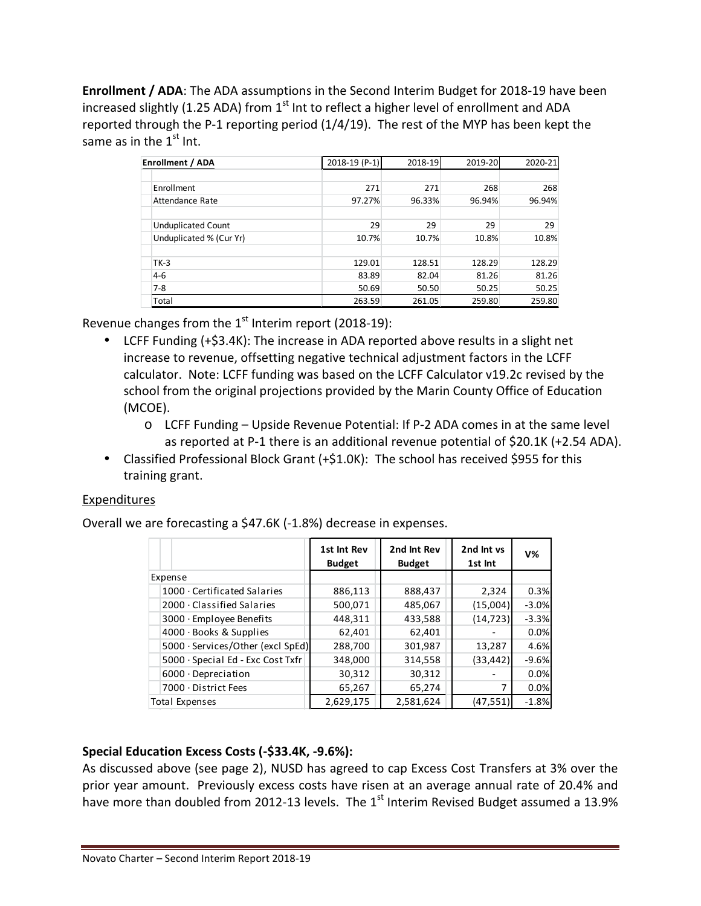**Enrollment / ADA**: The ADA assumptions in the Second Interim Budget for 2018-19 have been increased slightly (1.25 ADA) from 1st Int to reflect a higher level of enrollment and ADA reported through the P-1 reporting period (1/4/19). The rest of the MYP has been kept the same as in the 1st Int.

| Enrollment / ADA | 2018-19 (P-1) | 2018-19 | 2019-20 | 2020-21 |
|---|---|---|---|---|
| Enrollment | 271 | 271 | 268 | 268 |
| Attendance Rate | 97.27% | 96.33% | 96.94% | 96.94% |
| Unduplicated Count | 29 | 29 | 29 | 29 |
| Unduplicated % (Cur Yr) | 10.7% | 10.7% | 10.8% | 10.8% |
| TK-3 | 129.01 | 128.51 | 128.29 | 128.29 |
| 4-6 | 83.89 | 82.04 | 81.26 | 81.26 |
| 7-8 | 50.69 | 50.50 | 50.25 | 50.25 |
| Total | 263.59 | 261.05 | 259.80 | 259.80 |

Revenue changes from the 1st Interim report (2018-19):

- LCFF Funding (+$3.4K): The increase in ADA reported above results in a slight net increase to revenue, offsetting negative technical adjustment factors in the LCFF calculator. Note: LCFF funding was based on the LCFF Calculator v19.2c revised by the school from the original projections provided by the Marin County Office of Education (MCOE).
  - LCFF Funding – Upside Revenue Potential: If P-2 ADA comes in at the same level as reported at P-1 there is an additional revenue potential of $20.1K (+2.54 ADA).
- Classified Professional Block Grant (+$1.0K): The school has received $955 for this training grant.

Expenditures

Overall we are forecasting a $47.6K (-1.8%) decrease in expenses.

| | 1st Int Rev Budget | 2nd Int Rev Budget | 2nd Int vs 1st Int | V% |
|---|---|---|---|---|
| Expense | | | | |
| 1000 · Certificated Salaries | 886,113 | 888,437 | 2,324 | 0.3% |
| 2000 · Classified Salaries | 500,071 | 485,067 | (15,004) | -3.0% |
| 3000 · Employee Benefits | 448,311 | 433,588 | (14,723) | -3.3% |
| 4000 · Books & Supplies | 62,401 | 62,401 | - | 0.0% |
| 5000 · Services/Other (excl SpEd) | 288,700 | 301,987 | 13,287 | 4.6% |
| 5000 · Special Ed - Exc Cost Txfr | 348,000 | 314,558 | (33,442) | -9.6% |
| 6000 · Depreciation | 30,312 | 30,312 | - | 0.0% |
| 7000 · District Fees | 65,267 | 65,274 | 7 | 0.0% |
| Total Expenses | 2,629,175 | 2,581,624 | (47,551) | -1.8% |

**Special Education Excess Costs (-$33.4K, -9.6%):**

As discussed above (see page 2), NUSD has agreed to cap Excess Cost Transfers at 3% over the prior year amount. Previously excess costs have risen at an average annual rate of 20.4% and have more than doubled from 2012-13 levels. The 1st Interim Revised Budget assumed a 13.9%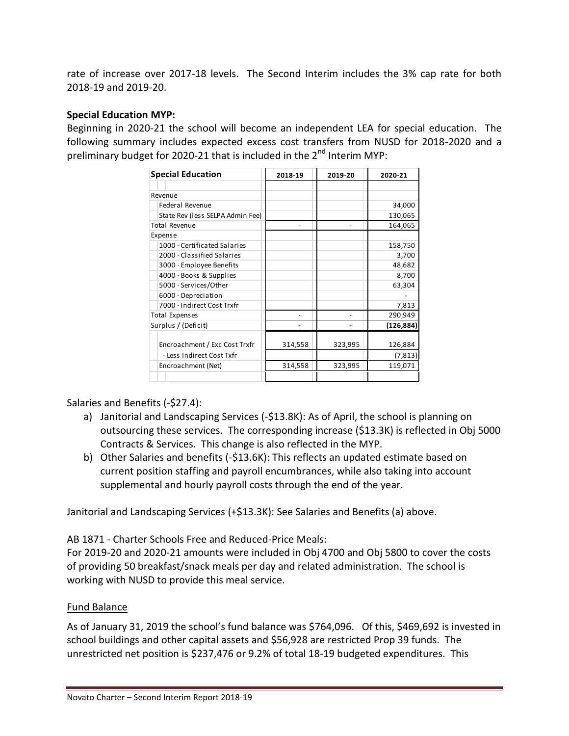rate of increase over 2017-18 levels. The Second Interim includes the 3% cap rate for both 2018-19 and 2019-20.

**Special Education MYP:**

Beginning in 2020-21 the school will become an independent LEA for special education. The following summary includes expected excess cost transfers from NUSD for 2018-2020 and a preliminary budget for 2020-21 that is included in the 2nd Interim MYP:

| Special Education | 2018-19 | 2019-20 | 2020-21 |
|---|---|---|---|
| Revenue | | | |
| Federal Revenue | | | 34,000 |
| State Rev (less SELPA Admin Fee) | | | 130,065 |
| Total Revenue | - | - | 164,065 |
| Expense | | | |
| 1000 · Certificated Salaries | | | 158,750 |
| 2000 · Classified Salaries | | | 3,700 |
| 3000 · Employee Benefits | | | 48,682 |
| 4000 · Books & Supplies | | | 8,700 |
| 5000 · Services/Other | | | 63,304 |
| 6000 · Depreciation | | | - |
| 7000 · Indirect Cost Trxfr | | | 7,813 |
| Total Expenses | - | - | 290,949 |
| Surplus / (Deficit) | - | - | (126,884) |
| Encroachment / Exc Cost Trxfr | 314,558 | 323,995 | 126,884 |
| - Less Indirect Cost Txfr | | | (7,813) |
| Encroachment (Net) | 314,558 | 323,995 | 119,071 |

Salaries and Benefits (-$27.4):

a) Janitorial and Landscaping Services (-$13.8K): As of April, the school is planning on outsourcing these services. The corresponding increase ($13.3K) is reflected in Obj 5000 Contracts & Services. This change is also reflected in the MYP.
b) Other Salaries and benefits (-$13.6K): This reflects an updated estimate based on current position staffing and payroll encumbrances, while also taking into account supplemental and hourly payroll costs through the end of the year.

Janitorial and Landscaping Services (+$13.3K): See Salaries and Benefits (a) above.

AB 1871 - Charter Schools Free and Reduced-Price Meals:

For 2019-20 and 2020-21 amounts were included in Obj 4700 and Obj 5800 to cover the costs of providing 50 breakfast/snack meals per day and related administration. The school is working with NUSD to provide this meal service.

Fund Balance

As of January 31, 2019 the school's fund balance was $764,096. Of this, $469,692 is invested in school buildings and other capital assets and $56,928 are restricted Prop 39 funds. The unrestricted net position is $237,476 or 9.2% of total 18-19 budgeted expenditures. This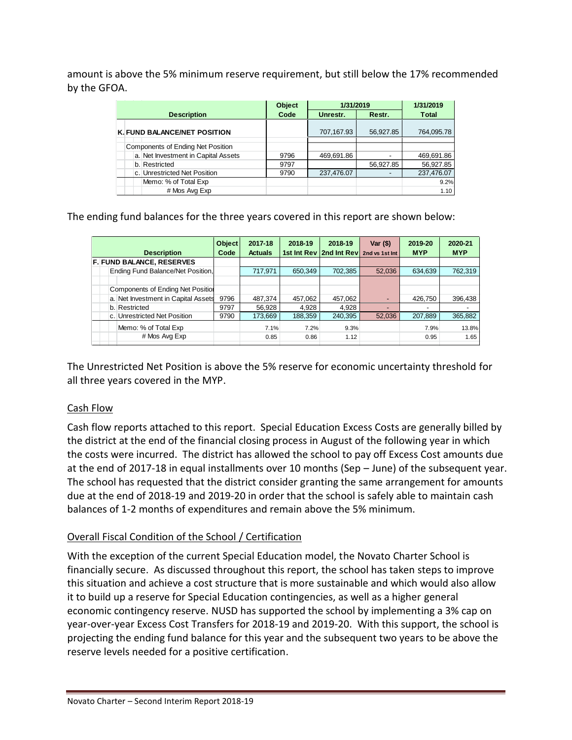amount is above the 5% minimum reserve requirement, but still below the 17% recommended by the GFOA.

| Description | Object Code | 1/31/2019 Unrestr. | 1/31/2019 Restr. | 1/31/2019 Total |
|---|---|---|---|---|
| K. FUND BALANCE/NET POSITION | | 707,167.93 | 56,927.85 | 764,095.78 |
| Components of Ending Net Position | | | | |
| a. Net Investment in Capital Assets | 9796 | 469,691.86 | - | 469,691.86 |
| b. Restricted | 9797 | | 56,927.85 | 56,927.85 |
| c. Unrestricted Net Position | 9790 | 237,476.07 | - | 237,476.07 |
| Memo: % of Total Exp | | | | 9.2% |
| # Mos Avg Exp | | | | 1.10 |

The ending fund balances for the three years covered in this report are shown below:

| Description | Object Code | 2017-18 Actuals | 2018-19 1st Int Rev | 2018-19 2nd Int Rev | Var ($) 2nd vs 1st Int | 2019-20 MYP | 2020-21 MYP |
|---|---|---|---|---|---|---|---|
| F. FUND BALANCE, RESERVES | | | | | | | |
| Ending Fund Balance/Net Position, | | 717,971 | 650,349 | 702,385 | 52,036 | 634,639 | 762,319 |
| Components of Ending Net Position | | | | | | | |
| a. Net Investment in Capital Assets | 9796 | 487,374 | 457,062 | 457,062 | - | 426,750 | 396,438 |
| b. Restricted | 9797 | 56,928 | 4,928 | 4,928 | - | - | - |
| c. Unrestricted Net Position | 9790 | 173,669 | 188,359 | 240,395 | 52,036 | 207,889 | 365,882 |
| Memo: % of Total Exp | | 7.1% | 7.2% | 9.3% | | 7.9% | 13.8% |
| # Mos Avg Exp | | 0.85 | 0.86 | 1.12 | | 0.95 | 1.65 |

The Unrestricted Net Position is above the 5% reserve for economic uncertainty threshold for all three years covered in the MYP.

## Cash Flow

Cash flow reports attached to this report. Special Education Excess Costs are generally billed by the district at the end of the financial closing process in August of the following year in which the costs were incurred. The district has allowed the school to pay off Excess Cost amounts due at the end of 2017-18 in equal installments over 10 months (Sep – June) of the subsequent year. The school has requested that the district consider granting the same arrangement for amounts due at the end of 2018-19 and 2019-20 in order that the school is safely able to maintain cash balances of 1-2 months of expenditures and remain above the 5% minimum.

## Overall Fiscal Condition of the School / Certification

With the exception of the current Special Education model, the Novato Charter School is financially secure. As discussed throughout this report, the school has taken steps to improve this situation and achieve a cost structure that is more sustainable and which would also allow it to build up a reserve for Special Education contingencies, as well as a higher general economic contingency reserve. NUSD has supported the school by implementing a 3% cap on year-over-year Excess Cost Transfers for 2018-19 and 2019-20. With this support, the school is projecting the ending fund balance for this year and the subsequent two years to be above the reserve levels needed for a positive certification.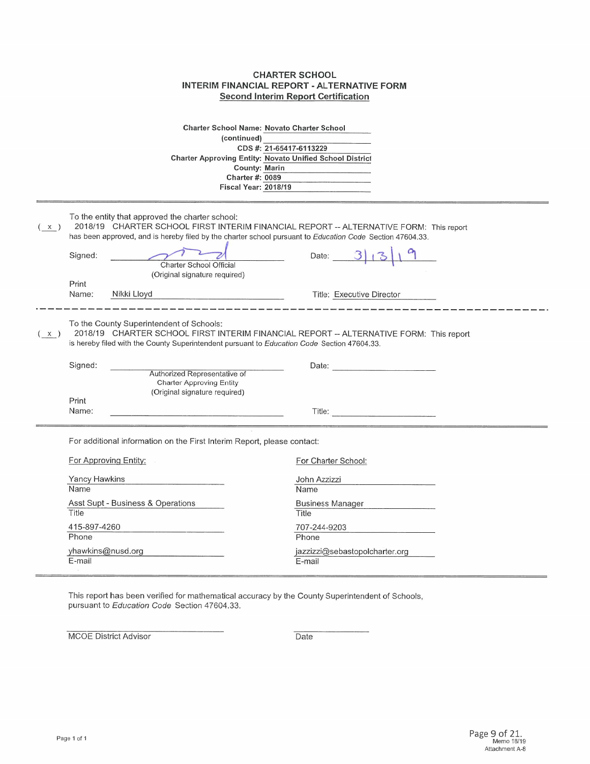# CHARTER SCHOOL
## INTERIM FINANCIAL REPORT - ALTERNATIVE FORM
## Second Interim Report Certification

**Charter School Name:** Novato Charter School
**(continued)**
**CDS #:** 21-65417-6113229
**Charter Approving Entity:** Novato Unified School District
**County:** Marin
**Charter #:** 0089
**Fiscal Year:** 2018/19

---

To the entity that approved the charter school:

( x ) 2018/19 CHARTER SCHOOL FIRST INTERIM FINANCIAL REPORT -- ALTERNATIVE FORM: This report has been approved, and is hereby filed by the charter school pursuant to *Education Code* Section 47604.33.

Signed: ______________________ Date: 3/13/19
Charter School Official
(Original signature required)

Print Name: Nikki Lloyd Title: Executive Director

---

To the County Superintendent of Schools:

( x ) 2018/19 CHARTER SCHOOL FIRST INTERIM FINANCIAL REPORT -- ALTERNATIVE FORM: This report is hereby filed with the County Superintendent pursuant to *Education Code* Section 47604.33.

Signed: ______________________ Date: ______________________
Authorized Representative of
Charter Approving Entity
(Original signature required)

Print Name: ______________________ Title: ______________________

---

For additional information on the First Interim Report, please contact:

| For Approving Entity: | For Charter School: |
|---|---|
| Yancy Hawkins (Name) | John Azzizzi (Name) |
| Asst Supt - Business & Operations (Title) | Business Manager (Title) |
| 415-897-4260 (Phone) | 707-244-9203 (Phone) |
| yhawkins@nusd.org (E-mail) | jazzizzi@sebastopolcharter.org (E-mail) |

---

This report has been verified for mathematical accuracy by the County Superintendent of Schools, pursuant to *Education Code* Section 47604.33.

______________________ ______________________
MCOE District Advisor Date

Page 1 of 1

Memo 18/19
Attachment A-8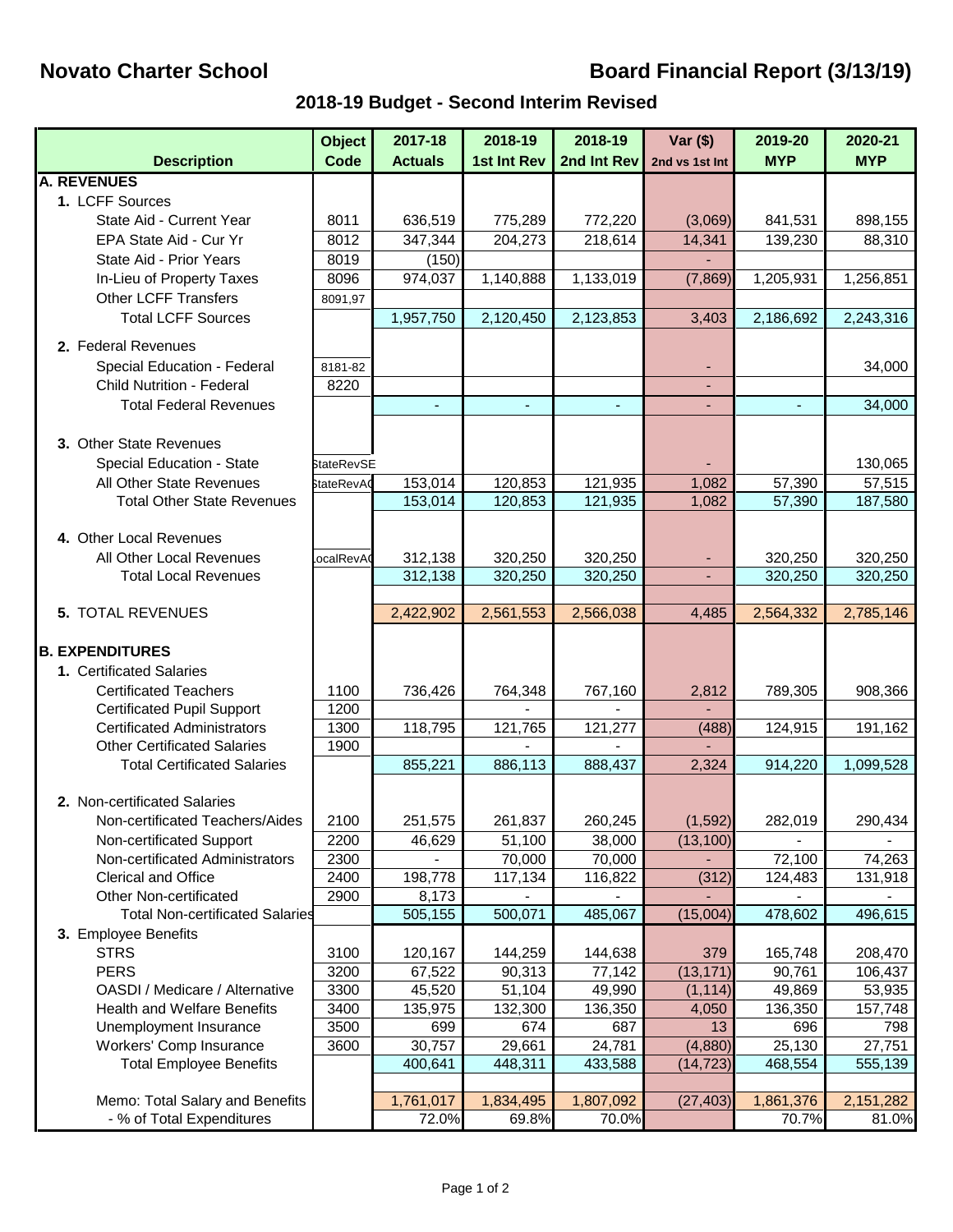# Novato Charter School

## Board Financial Report (3/13/19)

### 2018-19 Budget - Second Interim Revised

| Description | Object Code | 2017-18 Actuals | 2018-19 1st Int Rev | 2018-19 2nd Int Rev | Var ($) 2nd vs 1st Int | 2019-20 MYP | 2020-21 MYP |
|---|---|---|---|---|---|---|---|
| **A. REVENUES** | | | | | | | |
| **1.** LCFF Sources | | | | | | | |
| State Aid - Current Year | 8011 | 636,519 | 775,289 | 772,220 | (3,069) | 841,531 | 898,155 |
| EPA State Aid - Cur Yr | 8012 | 347,344 | 204,273 | 218,614 | 14,341 | 139,230 | 88,310 |
| State Aid - Prior Years | 8019 | (150) | | | - | | |
| In-Lieu of Property Taxes | 8096 | 974,037 | 1,140,888 | 1,133,019 | (7,869) | 1,205,931 | 1,256,851 |
| Other LCFF Transfers | 8091,97 | | | | | | |
| Total LCFF Sources | | 1,957,750 | 2,120,450 | 2,123,853 | 3,403 | 2,186,692 | 2,243,316 |
| **2.** Federal Revenues | | | | | | | |
| Special Education - Federal | 8181-82 | | | | - | | 34,000 |
| Child Nutrition - Federal | 8220 | | | | - | | |
| Total Federal Revenues | | - | - | - | - | - | 34,000 |
| **3.** Other State Revenues | | | | | | | |
| Special Education - State | StateRevSE | | | | - | | 130,065 |
| All Other State Revenues | StateRevAO | 153,014 | 120,853 | 121,935 | 1,082 | 57,390 | 57,515 |
| Total Other State Revenues | | 153,014 | 120,853 | 121,935 | 1,082 | 57,390 | 187,580 |
| **4.** Other Local Revenues | | | | | | | |
| All Other Local Revenues | LocalRevAO | 312,138 | 320,250 | 320,250 | - | 320,250 | 320,250 |
| Total Local Revenues | | 312,138 | 320,250 | 320,250 | - | 320,250 | 320,250 |
| **5.** TOTAL REVENUES | | 2,422,902 | 2,561,553 | 2,566,038 | 4,485 | 2,564,332 | 2,785,146 |
| **B. EXPENDITURES** | | | | | | | |
| **1.** Certificated Salaries | | | | | | | |
| Certificated Teachers | 1100 | 736,426 | 764,348 | 767,160 | 2,812 | 789,305 | 908,366 |
| Certificated Pupil Support | 1200 | | - | - | - | | |
| Certificated Administrators | 1300 | 118,795 | 121,765 | 121,277 | (488) | 124,915 | 191,162 |
| Other Certificated Salaries | 1900 | | - | - | - | | |
| Total Certificated Salaries | | 855,221 | 886,113 | 888,437 | 2,324 | 914,220 | 1,099,528 |
| **2.** Non-certificated Salaries | | | | | | | |
| Non-certificated Teachers/Aides | 2100 | 251,575 | 261,837 | 260,245 | (1,592) | 282,019 | 290,434 |
| Non-certificated Support | 2200 | 46,629 | 51,100 | 38,000 | (13,100) | - | - |
| Non-certificated Administrators | 2300 | - | 70,000 | 70,000 | - | 72,100 | 74,263 |
| Clerical and Office | 2400 | 198,778 | 117,134 | 116,822 | (312) | 124,483 | 131,918 |
| Other Non-certificated | 2900 | 8,173 | - | - | - | - | - |
| Total Non-certificated Salaries | | 505,155 | 500,071 | 485,067 | (15,004) | 478,602 | 496,615 |
| **3.** Employee Benefits | | | | | | | |
| STRS | 3100 | 120,167 | 144,259 | 144,638 | 379 | 165,748 | 208,470 |
| PERS | 3200 | 67,522 | 90,313 | 77,142 | (13,171) | 90,761 | 106,437 |
| OASDI / Medicare / Alternative | 3300 | 45,520 | 51,104 | 49,990 | (1,114) | 49,869 | 53,935 |
| Health and Welfare Benefits | 3400 | 135,975 | 132,300 | 136,350 | 4,050 | 136,350 | 157,748 |
| Unemployment Insurance | 3500 | 699 | 674 | 687 | 13 | 696 | 798 |
| Workers' Comp Insurance | 3600 | 30,757 | 29,661 | 24,781 | (4,880) | 25,130 | 27,751 |
| Total Employee Benefits | | 400,641 | 448,311 | 433,588 | (14,723) | 468,554 | 555,139 |
| Memo: Total Salary and Benefits | | 1,761,017 | 1,834,495 | 1,807,092 | (27,403) | 1,861,376 | 2,151,282 |
| - % of Total Expenditures | | 72.0% | 69.8% | 70.0% | | 70.7% | 81.0% |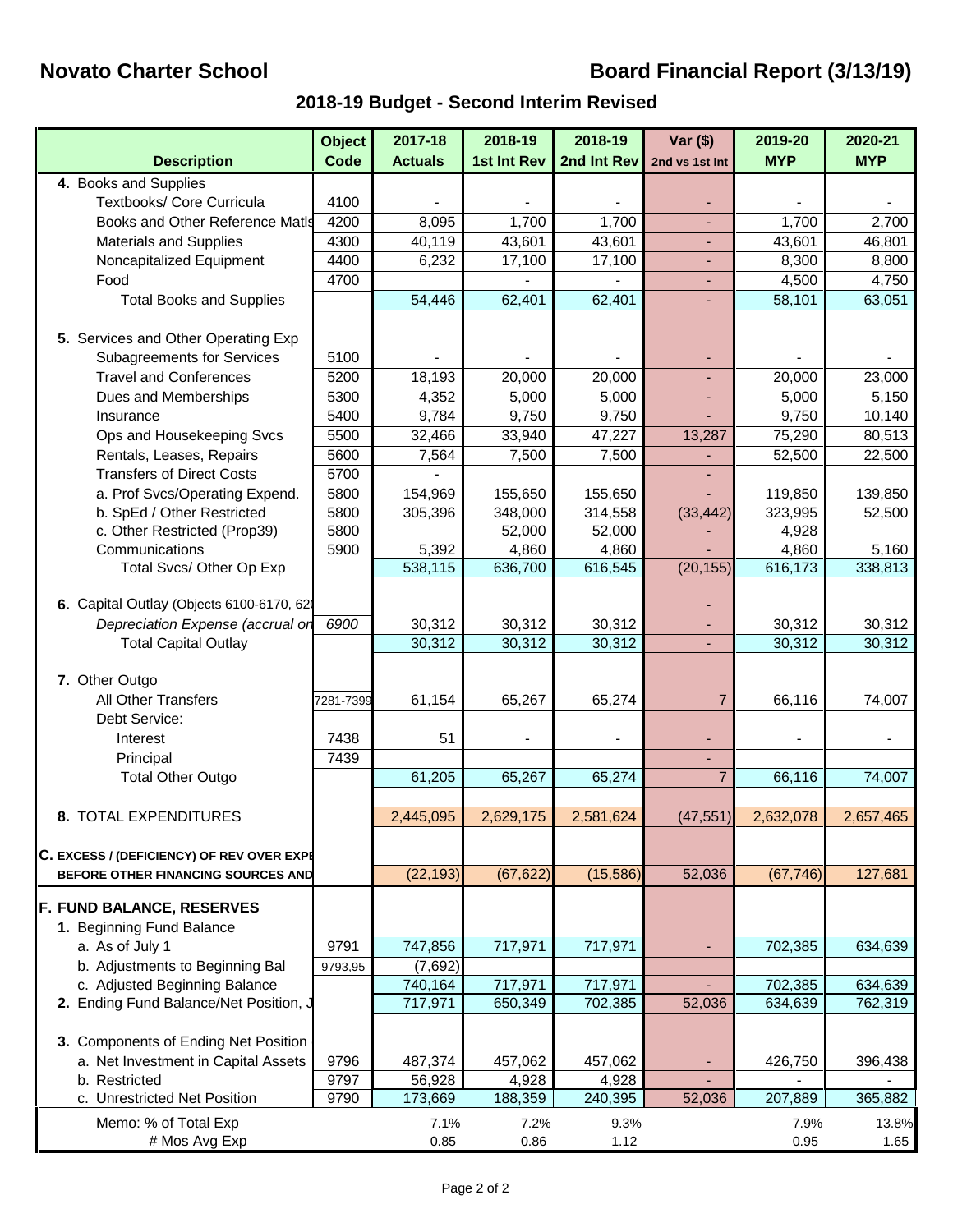**Novato Charter School** **Board Financial Report (3/13/19)**

## 2018-19 Budget - Second Interim Revised

| Description | Object Code | 2017-18 Actuals | 2018-19 1st Int Rev | 2018-19 2nd Int Rev | Var ($) 2nd vs 1st Int | 2019-20 MYP | 2020-21 MYP |
|---|---|---|---|---|---|---|---|
| **4.** Books and Supplies | | | | | | | |
| Textbooks/ Core Curricula | 4100 | - | - | - | - | - | - |
| Books and Other Reference Matls | 4200 | 8,095 | 1,700 | 1,700 | - | 1,700 | 2,700 |
| Materials and Supplies | 4300 | 40,119 | 43,601 | 43,601 | - | 43,601 | 46,801 |
| Noncapitalized Equipment | 4400 | 6,232 | 17,100 | 17,100 | - | 8,300 | 8,800 |
| Food | 4700 | | - | - | - | 4,500 | 4,750 |
| Total Books and Supplies | | 54,446 | 62,401 | 62,401 | - | 58,101 | 63,051 |
| | | | | | | | |
| **5.** Services and Other Operating Exp | | | | | | | |
| Subagreements for Services | 5100 | - | - | - | - | - | - |
| Travel and Conferences | 5200 | 18,193 | 20,000 | 20,000 | - | 20,000 | 23,000 |
| Dues and Memberships | 5300 | 4,352 | 5,000 | 5,000 | - | 5,000 | 5,150 |
| Insurance | 5400 | 9,784 | 9,750 | 9,750 | - | 9,750 | 10,140 |
| Ops and Housekeeping Svcs | 5500 | 32,466 | 33,940 | 47,227 | 13,287 | 75,290 | 80,513 |
| Rentals, Leases, Repairs | 5600 | 7,564 | 7,500 | 7,500 | - | 52,500 | 22,500 |
| Transfers of Direct Costs | 5700 | - | | | - | | |
| a. Prof Svcs/Operating Expend. | 5800 | 154,969 | 155,650 | 155,650 | - | 119,850 | 139,850 |
| b. SpEd / Other Restricted | 5800 | 305,396 | 348,000 | 314,558 | (33,442) | 323,995 | 52,500 |
| c. Other Restricted (Prop39) | 5800 | | 52,000 | 52,000 | - | 4,928 | |
| Communications | 5900 | 5,392 | 4,860 | 4,860 | - | 4,860 | 5,160 |
| Total Svcs/ Other Op Exp | | 538,115 | 636,700 | 616,545 | (20,155) | 616,173 | 338,813 |
| | | | | | | | |
| **6.** Capital Outlay (Objects 6100-6170, 62 | | | | | - | | |
| *Depreciation Expense (accrual on* | *6900* | 30,312 | 30,312 | 30,312 | - | 30,312 | 30,312 |
| Total Capital Outlay | | 30,312 | 30,312 | 30,312 | - | 30,312 | 30,312 |
| | | | | | | | |
| **7.** Other Outgo | | | | | | | |
| All Other Transfers | 7281-7399 | 61,154 | 65,267 | 65,274 | 7 | 66,116 | 74,007 |
| Debt Service: | | | | | | | |
| Interest | 7438 | 51 | - | - | - | - | - |
| Principal | 7439 | | | | - | | |
| Total Other Outgo | | 61,205 | 65,267 | 65,274 | 7 | 66,116 | 74,007 |
| | | | | | | | |
| **8.** TOTAL EXPENDITURES | | 2,445,095 | 2,629,175 | 2,581,624 | (47,551) | 2,632,078 | 2,657,465 |
| | | | | | | | |
| **C. EXCESS / (DEFICIENCY) OF REV OVER EXPE BEFORE OTHER FINANCING SOURCES AND** | | (22,193) | (67,622) | (15,586) | 52,036 | (67,746) | 127,681 |
| | | | | | | | |
| **F. FUND BALANCE, RESERVES** | | | | | | | |
| **1.** Beginning Fund Balance | | | | | | | |
| a. As of July 1 | 9791 | 747,856 | 717,971 | 717,971 | - | 702,385 | 634,639 |
| b. Adjustments to Beginning Bal | 9793,95 | (7,692) | | | | | |
| c. Adjusted Beginning Balance | | 740,164 | 717,971 | 717,971 | - | 702,385 | 634,639 |
| **2.** Ending Fund Balance/Net Position, J | | 717,971 | 650,349 | 702,385 | 52,036 | 634,639 | 762,319 |
| | | | | | | | |
| **3.** Components of Ending Net Position | | | | | | | |
| a. Net Investment in Capital Assets | 9796 | 487,374 | 457,062 | 457,062 | - | 426,750 | 396,438 |
| b. Restricted | 9797 | 56,928 | 4,928 | 4,928 | - | - | - |
| c. Unrestricted Net Position | 9790 | 173,669 | 188,359 | 240,395 | 52,036 | 207,889 | 365,882 |
| Memo: % of Total Exp | | 7.1% | 7.2% | 9.3% | | 7.9% | 13.8% |
| # Mos Avg Exp | | 0.85 | 0.86 | 1.12 | | 0.95 | 1.65 |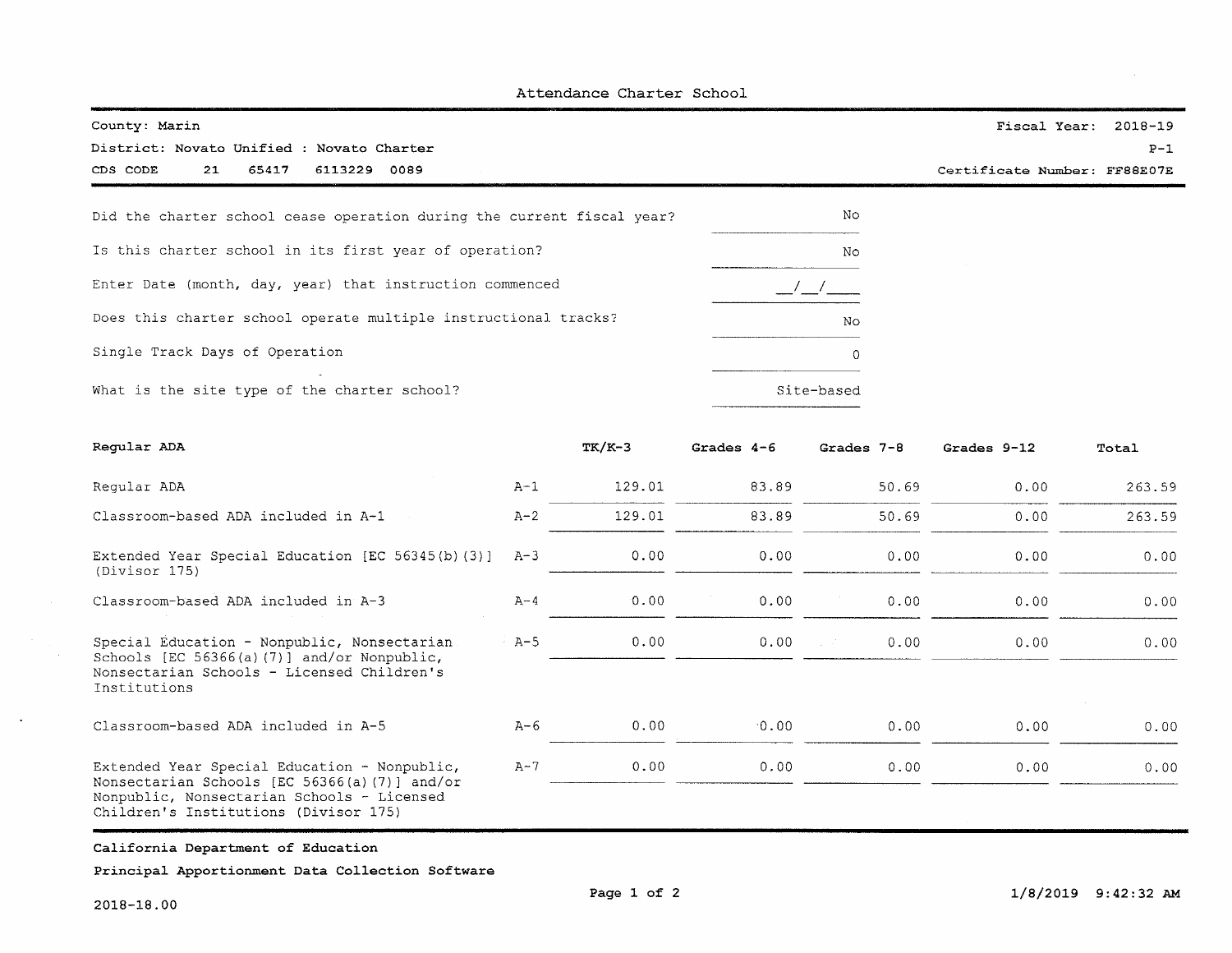# Attendance Charter School

County: Marin

District: Novato Unified : Novato Charter

CDS CODE 21 65417 6113229 0089

Fiscal Year: 2018-19

P-1

Certificate Number: FF88E07E

| | |
|---|---|
| Did the charter school cease operation during the current fiscal year? | No |
| Is this charter school in its first year of operation? | No |
| Enter Date (month, day, year) that instruction commenced | __/__/____ |
| Does this charter school operate multiple instructional tracks? | No |
| Single Track Days of Operation | 0 |
| What is the site type of the charter school? | Site-based |

| **Regular ADA** | | **TK/K-3** | **Grades 4-6** | **Grades 7-8** | **Grades 9-12** | **Total** |
|---|---|---|---|---|---|---|
| Regular ADA | A-1 | 129.01 | 83.89 | 50.69 | 0.00 | 263.59 |
| Classroom-based ADA included in A-1 | A-2 | 129.01 | 83.89 | 50.69 | 0.00 | 263.59 |
| Extended Year Special Education [EC 56345(b)(3)] (Divisor 175) | A-3 | 0.00 | 0.00 | 0.00 | 0.00 | 0.00 |
| Classroom-based ADA included in A-3 | A-4 | 0.00 | 0.00 | 0.00 | 0.00 | 0.00 |
| Special Education - Nonpublic, Nonsectarian Schools [EC 56366(a)(7)] and/or Nonpublic, Nonsectarian Schools - Licensed Children's Institutions | A-5 | 0.00 | 0.00 | 0.00 | 0.00 | 0.00 |
| Classroom-based ADA included in A-5 | A-6 | 0.00 | 0.00 | 0.00 | 0.00 | 0.00 |
| Extended Year Special Education - Nonpublic, Nonsectarian Schools [EC 56366(a)(7)] and/or Nonpublic, Nonsectarian Schools - Licensed Children's Institutions (Divisor 175) | A-7 | 0.00 | 0.00 | 0.00 | 0.00 | 0.00 |

**California Department of Education**

**Principal Apportionment Data Collection Software**

2018-18.00

1/8/2019 9:42:32 AM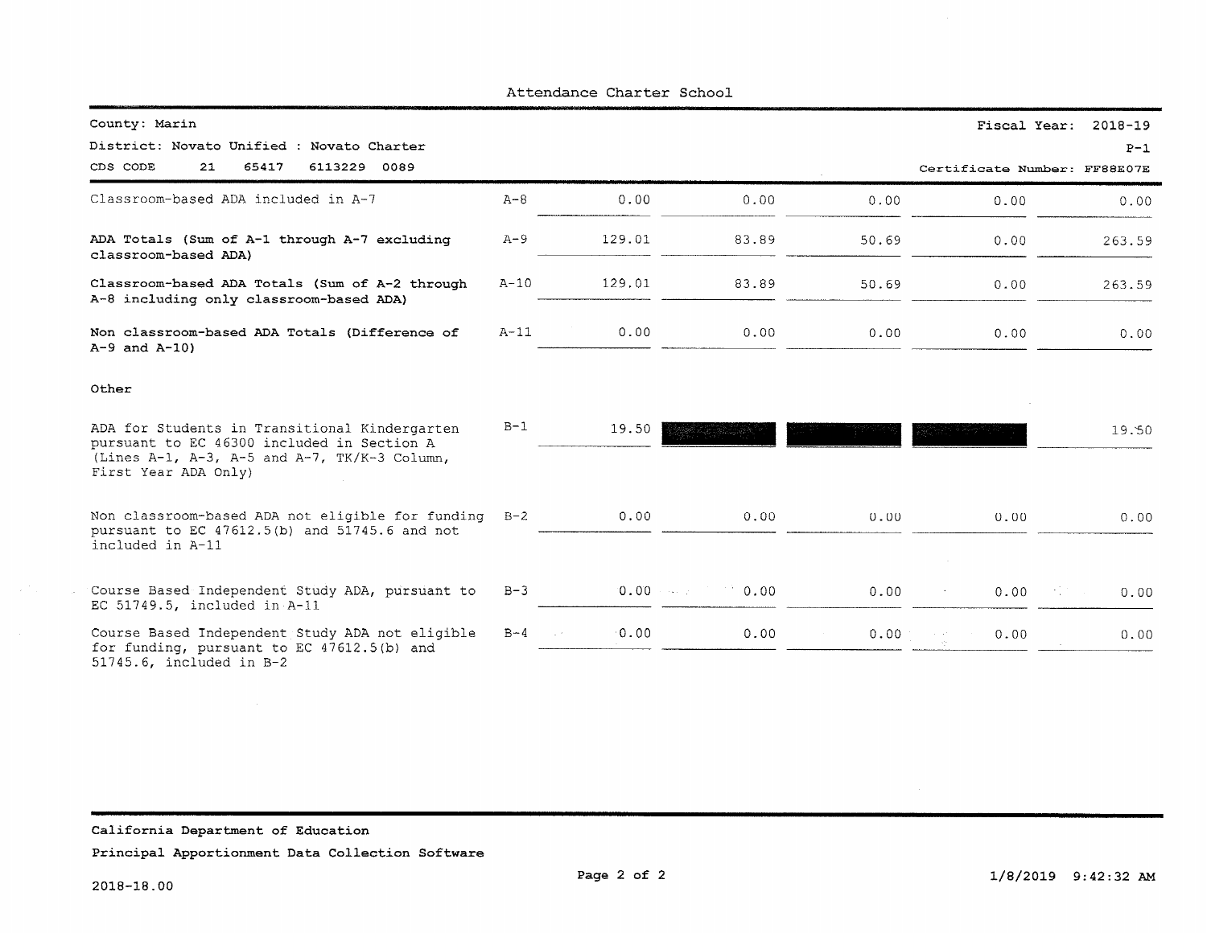Attendance Charter School

County: Marin

Fiscal Year: 2018-19

District: Novato Unified : Novato Charter

P-1

CDS CODE 21 65417 6113229 0089

Certificate Number: FF88E07E

| | | | | | | |
|---|---|---|---|---|---|---|
| Classroom-based ADA included in A-7 | A-8 | 0.00 | 0.00 | 0.00 | 0.00 | 0.00 |
| **ADA Totals (Sum of A-1 through A-7 excluding classroom-based ADA)** | A-9 | 129.01 | 83.89 | 50.69 | 0.00 | 263.59 |
| **Classroom-based ADA Totals (Sum of A-2 through A-8 including only classroom-based ADA)** | A-10 | 129.01 | 83.89 | 50.69 | 0.00 | 263.59 |
| **Non classroom-based ADA Totals (Difference of A-9 and A-10)** | A-11 | 0.00 | 0.00 | 0.00 | 0.00 | 0.00 |

**Other**

| | | | | | | |
|---|---|---|---|---|---|---|
| ADA for Students in Transitional Kindergarten pursuant to EC 46300 included in Section A (Lines A-1, A-3, A-5 and A-7, TK/K-3 Column, First Year ADA Only) | B-1 | 19.50 | | | | 19.50 |
| Non classroom-based ADA not eligible for funding pursuant to EC 47612.5(b) and 51745.6 and not included in A-11 | B-2 | 0.00 | 0.00 | 0.00 | 0.00 | 0.00 |
| Course Based Independent Study ADA, pursuant to EC 51749.5, included in A-11 | B-3 | 0.00 | 0.00 | 0.00 | 0.00 | 0.00 |
| Course Based Independent Study ADA not eligible for funding, pursuant to EC 47612.5(b) and 51745.6, included in B-2 | B-4 | 0.00 | 0.00 | 0.00 | 0.00 | 0.00 |

**California Department of Education**

**Principal Apportionment Data Collection Software**

2018-18.00

1/8/2019 9:42:32 AM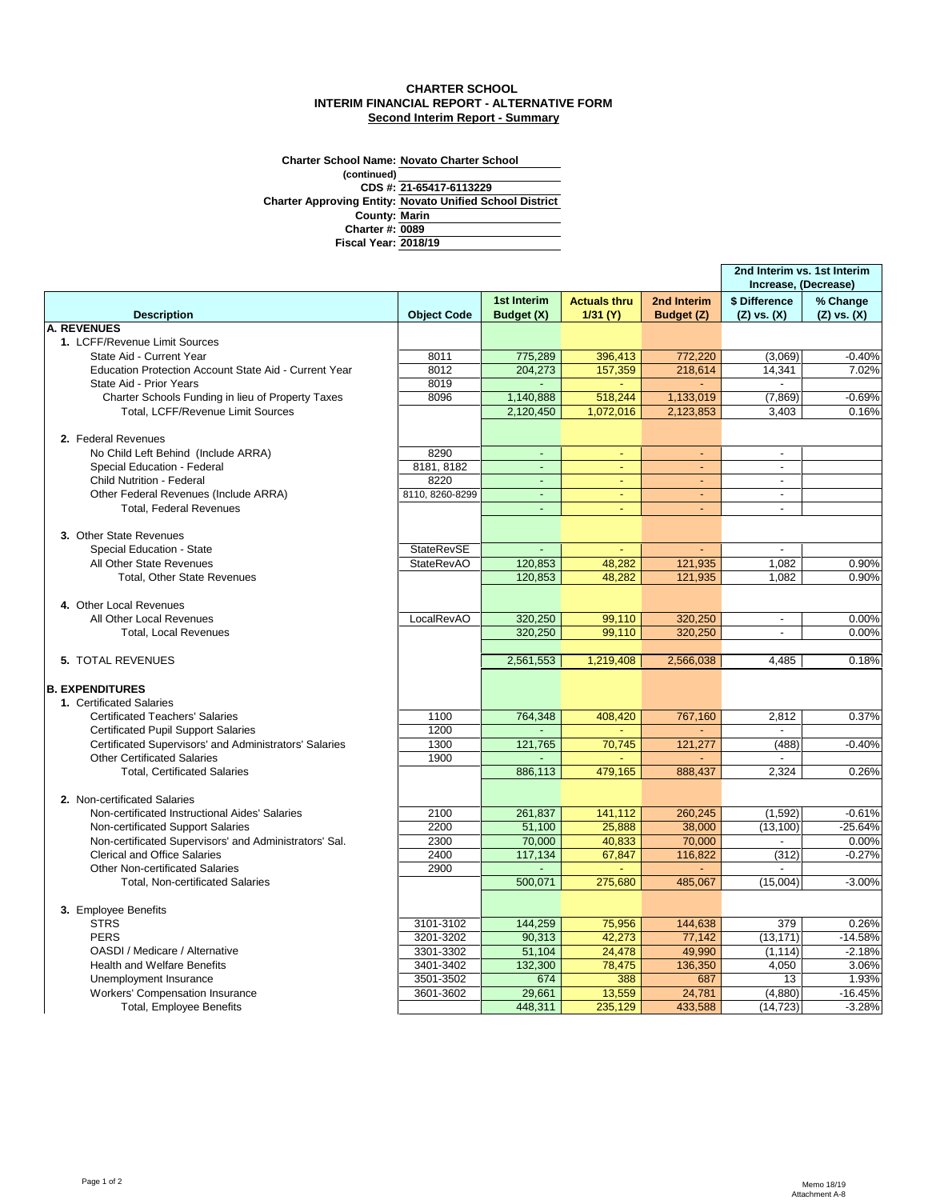**CHARTER SCHOOL**
**INTERIM FINANCIAL REPORT - ALTERNATIVE FORM**
**Second Interim Report - Summary**

**Charter School Name:** Novato Charter School
**(continued)**
**CDS #:** 21-65417-6113229
**Charter Approving Entity:** Novato Unified School District
**County:** Marin
**Charter #:** 0089
**Fiscal Year:** 2018/19

| Description | Object Code | 1st Interim Budget (X) | Actuals thru 1/31 (Y) | 2nd Interim Budget (Z) | 2nd Interim vs. 1st Interim Increase, (Decrease) $ Difference (Z) vs. (X) | % Change (Z) vs. (X) |
|---|---|---|---|---|---|---|
| **A. REVENUES** | | | | | | |
| 1. LCFF/Revenue Limit Sources | | | | | | |
| State Aid - Current Year | 8011 | 775,289 | 396,413 | 772,220 | (3,069) | -0.40% |
| Education Protection Account State Aid - Current Year | 8012 | 204,273 | 157,359 | 218,614 | 14,341 | 7.02% |
| State Aid - Prior Years | 8019 | - | - | - | - | |
| Charter Schools Funding in lieu of Property Taxes | 8096 | 1,140,888 | 518,244 | 1,133,019 | (7,869) | -0.69% |
| Total, LCFF/Revenue Limit Sources | | 2,120,450 | 1,072,016 | 2,123,853 | 3,403 | 0.16% |
| 2. Federal Revenues | | | | | | |
| No Child Left Behind (Include ARRA) | 8290 | - | - | - | - | |
| Special Education - Federal | 8181, 8182 | - | - | - | - | |
| Child Nutrition - Federal | 8220 | - | - | - | - | |
| Other Federal Revenues (Include ARRA) | 8110, 8260-8299 | - | - | - | - | |
| Total, Federal Revenues | | - | - | - | - | |
| 3. Other State Revenues | | | | | | |
| Special Education - State | StateRevSE | - | - | - | - | |
| All Other State Revenues | StateRevAO | 120,853 | 48,282 | 121,935 | 1,082 | 0.90% |
| Total, Other State Revenues | | 120,853 | 48,282 | 121,935 | 1,082 | 0.90% |
| 4. Other Local Revenues | | | | | | |
| All Other Local Revenues | LocalRevAO | 320,250 | 99,110 | 320,250 | - | 0.00% |
| Total, Local Revenues | | 320,250 | 99,110 | 320,250 | - | 0.00% |
| 5. TOTAL REVENUES | | 2,561,553 | 1,219,408 | 2,566,038 | 4,485 | 0.18% |
| **B. EXPENDITURES** | | | | | | |
| 1. Certificated Salaries | | | | | | |
| Certificated Teachers' Salaries | 1100 | 764,348 | 408,420 | 767,160 | 2,812 | 0.37% |
| Certificated Pupil Support Salaries | 1200 | - | - | - | - | |
| Certificated Supervisors' and Administrators' Salaries | 1300 | 121,765 | 70,745 | 121,277 | (488) | -0.40% |
| Other Certificated Salaries | 1900 | - | - | - | - | |
| Total, Certificated Salaries | | 886,113 | 479,165 | 888,437 | 2,324 | 0.26% |
| 2. Non-certificated Salaries | | | | | | |
| Non-certificated Instructional Aides' Salaries | 2100 | 261,837 | 141,112 | 260,245 | (1,592) | -0.61% |
| Non-certificated Support Salaries | 2200 | 51,100 | 25,888 | 38,000 | (13,100) | -25.64% |
| Non-certificated Supervisors' and Administrators' Sal. | 2300 | 70,000 | 40,833 | 70,000 | - | 0.00% |
| Clerical and Office Salaries | 2400 | 117,134 | 67,847 | 116,822 | (312) | -0.27% |
| Other Non-certificated Salaries | 2900 | - | - | - | - | |
| Total, Non-certificated Salaries | | 500,071 | 275,680 | 485,067 | (15,004) | -3.00% |
| 3. Employee Benefits | | | | | | |
| STRS | 3101-3102 | 144,259 | 75,956 | 144,638 | 379 | 0.26% |
| PERS | 3201-3202 | 90,313 | 42,273 | 77,142 | (13,171) | -14.58% |
| OASDI / Medicare / Alternative | 3301-3302 | 51,104 | 24,478 | 49,990 | (1,114) | -2.18% |
| Health and Welfare Benefits | 3401-3402 | 132,300 | 78,475 | 136,350 | 4,050 | 3.06% |
| Unemployment Insurance | 3501-3502 | 674 | 388 | 687 | 13 | 1.93% |
| Workers' Compensation Insurance | 3601-3602 | 29,661 | 13,559 | 24,781 | (4,880) | -16.45% |
| Total, Employee Benefits | | 448,311 | 235,129 | 433,588 | (14,723) | -3.28% |

Memo 18/19
Attachment A-8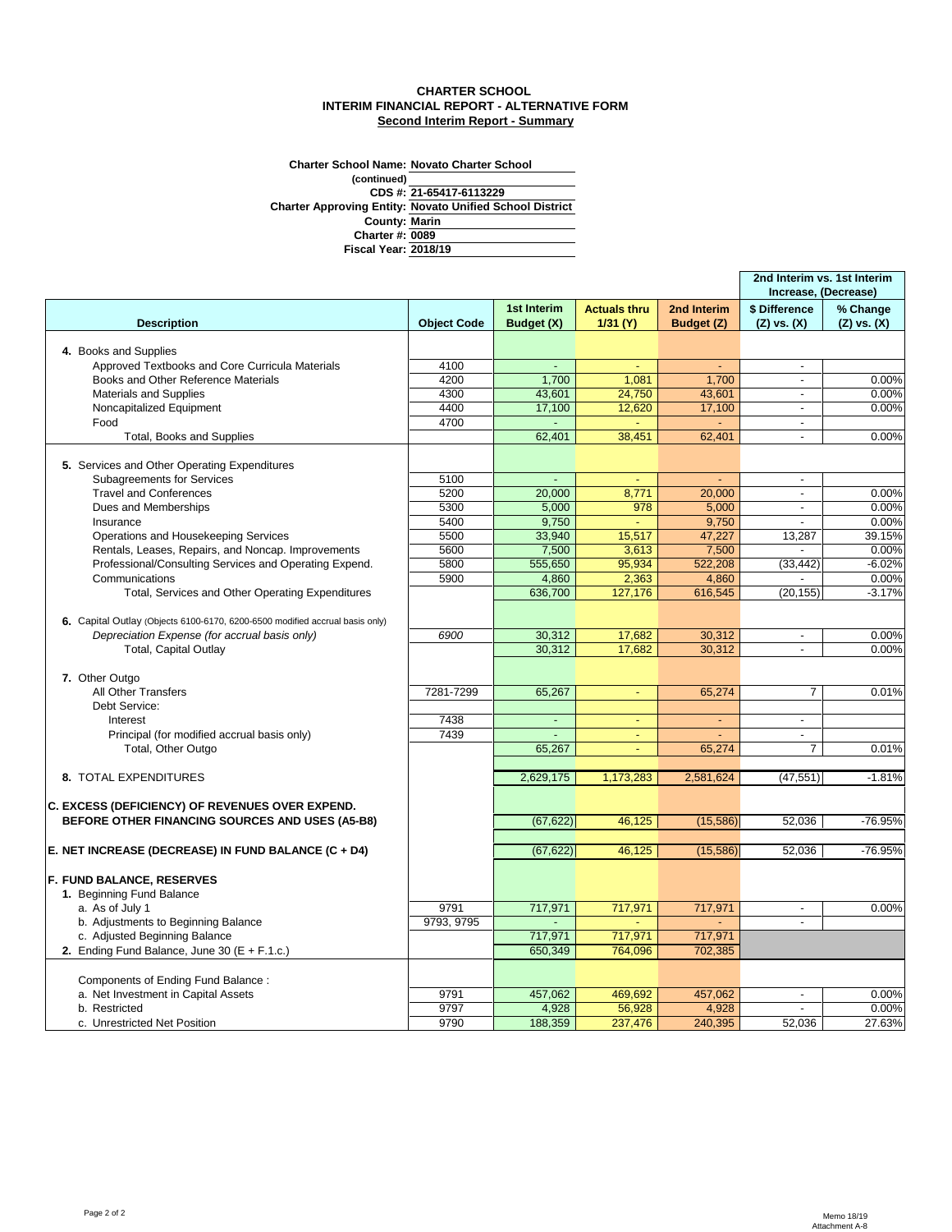**CHARTER SCHOOL**
**INTERIM FINANCIAL REPORT - ALTERNATIVE FORM**
**Second Interim Report - Summary**

**Charter School Name:** Novato Charter School
**(continued)**
**CDS #:** 21-65417-6113229
**Charter Approving Entity:** Novato Unified School District
**County:** Marin
**Charter #:** 0089
**Fiscal Year:** 2018/19

| Description | Object Code | 1st Interim Budget (X) | Actuals thru 1/31 (Y) | 2nd Interim Budget (Z) | 2nd Interim vs. 1st Interim Increase, (Decrease) $ Difference (Z) vs. (X) | % Change (Z) vs. (X) |
|---|---|---|---|---|---|---|
| **4.** Books and Supplies | | | | | | |
| Approved Textbooks and Core Curricula Materials | 4100 | - | - | - | - | |
| Books and Other Reference Materials | 4200 | 1,700 | 1,081 | 1,700 | - | 0.00% |
| Materials and Supplies | 4300 | 43,601 | 24,750 | 43,601 | - | 0.00% |
| Noncapitalized Equipment | 4400 | 17,100 | 12,620 | 17,100 | - | 0.00% |
| Food | 4700 | - | - | - | - | |
| Total, Books and Supplies | | 62,401 | 38,451 | 62,401 | - | 0.00% |
| **5.** Services and Other Operating Expenditures | | | | | | |
| Subagreements for Services | 5100 | - | - | - | - | |
| Travel and Conferences | 5200 | 20,000 | 8,771 | 20,000 | - | 0.00% |
| Dues and Memberships | 5300 | 5,000 | 978 | 5,000 | - | 0.00% |
| Insurance | 5400 | 9,750 | - | 9,750 | - | 0.00% |
| Operations and Housekeeping Services | 5500 | 33,940 | 15,517 | 47,227 | 13,287 | 39.15% |
| Rentals, Leases, Repairs, and Noncap. Improvements | 5600 | 7,500 | 3,613 | 7,500 | - | 0.00% |
| Professional/Consulting Services and Operating Expend. | 5800 | 555,650 | 95,934 | 522,208 | (33,442) | -6.02% |
| Communications | 5900 | 4,860 | 2,363 | 4,860 | - | 0.00% |
| Total, Services and Other Operating Expenditures | | 636,700 | 127,176 | 616,545 | (20,155) | -3.17% |
| **6.** Capital Outlay (Objects 6100-6170, 6200-6500 modified accrual basis only) | | | | | | |
| *Depreciation Expense (for accrual basis only)* | *6900* | 30,312 | 17,682 | 30,312 | - | 0.00% |
| Total, Capital Outlay | | 30,312 | 17,682 | 30,312 | - | 0.00% |
| **7.** Other Outgo | | | | | | |
| All Other Transfers | 7281-7299 | 65,267 | - | 65,274 | 7 | 0.01% |
| Debt Service: | | | | | | |
| Interest | 7438 | - | - | - | - | |
| Principal (for modified accrual basis only) | 7439 | - | - | - | - | |
| Total, Other Outgo | | 65,267 | - | 65,274 | 7 | 0.01% |
| **8.** TOTAL EXPENDITURES | | 2,629,175 | 1,173,283 | 2,581,624 | (47,551) | -1.81% |
| **C. EXCESS (DEFICIENCY) OF REVENUES OVER EXPEND. BEFORE OTHER FINANCING SOURCES AND USES (A5-B8)** | | (67,622) | 46,125 | (15,586) | 52,036 | -76.95% |
| **E. NET INCREASE (DECREASE) IN FUND BALANCE (C + D4)** | | (67,622) | 46,125 | (15,586) | 52,036 | -76.95% |
| **F. FUND BALANCE, RESERVES** | | | | | | |
| **1.** Beginning Fund Balance | | | | | | |
| a. As of July 1 | 9791 | 717,971 | 717,971 | 717,971 | - | 0.00% |
| b. Adjustments to Beginning Balance | 9793, 9795 | - | - | - | - | |
| c. Adjusted Beginning Balance | | 717,971 | 717,971 | 717,971 | | |
| **2.** Ending Fund Balance, June 30 (E + F.1.c.) | | 650,349 | 764,096 | 702,385 | | |
| Components of Ending Fund Balance : | | | | | | |
| a. Net Investment in Capital Assets | 9791 | 457,062 | 469,692 | 457,062 | - | 0.00% |
| b. Restricted | 9797 | 4,928 | 56,928 | 4,928 | - | 0.00% |
| c. Unrestricted Net Position | 9790 | 188,359 | 237,476 | 240,395 | 52,036 | 27.63% |

Memo 18/19
Attachment A-8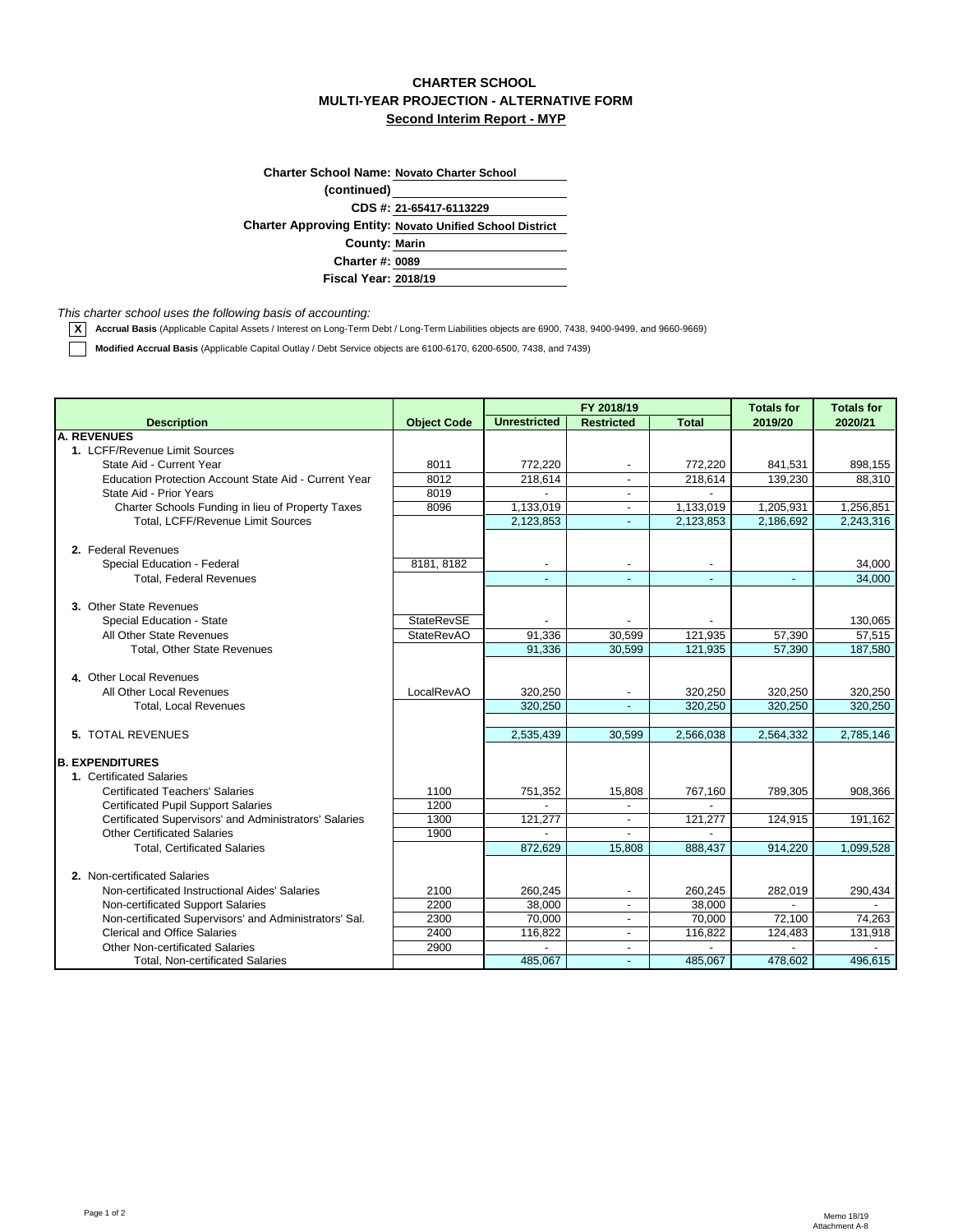# CHARTER SCHOOL
## MULTI-YEAR PROJECTION - ALTERNATIVE FORM
### Second Interim Report - MYP

**Charter School Name:** Novato Charter School
**(continued)**
**CDS #:** 21-65417-6113229
**Charter Approving Entity:** Novato Unified School District
**County:** Marin
**Charter #:** 0089
**Fiscal Year:** 2018/19

*This charter school uses the following basis of accounting:*

[X] **Accrual Basis** (Applicable Capital Assets / Interest on Long-Term Debt / Long-Term Liabilities objects are 6900, 7438, 9400-9499, and 9660-9669)

[ ] **Modified Accrual Basis** (Applicable Capital Outlay / Debt Service objects are 6100-6170, 6200-6500, 7438, and 7439)

| Description | Object Code | FY 2018/19 Unrestricted | FY 2018/19 Restricted | FY 2018/19 Total | Totals for 2019/20 | Totals for 2020/21 |
|---|---|---|---|---|---|---|
| **A. REVENUES** | | | | | | |
| **1.** LCFF/Revenue Limit Sources | | | | | | |
| State Aid - Current Year | 8011 | 772,220 | - | 772,220 | 841,531 | 898,155 |
| Education Protection Account State Aid - Current Year | 8012 | 218,614 | - | 218,614 | 139,230 | 88,310 |
| State Aid - Prior Years | 8019 | - | - | - | | |
| Charter Schools Funding in lieu of Property Taxes | 8096 | 1,133,019 | - | 1,133,019 | 1,205,931 | 1,256,851 |
| Total, LCFF/Revenue Limit Sources | | 2,123,853 | - | 2,123,853 | 2,186,692 | 2,243,316 |
| **2.** Federal Revenues | | | | | | |
| Special Education - Federal | 8181, 8182 | - | - | - | | 34,000 |
| Total, Federal Revenues | | - | - | - | - | 34,000 |
| **3.** Other State Revenues | | | | | | |
| Special Education - State | StateRevSE | - | - | - | | 130,065 |
| All Other State Revenues | StateRevAO | 91,336 | 30,599 | 121,935 | 57,390 | 57,515 |
| Total, Other State Revenues | | 91,336 | 30,599 | 121,935 | 57,390 | 187,580 |
| **4.** Other Local Revenues | | | | | | |
| All Other Local Revenues | LocalRevAO | 320,250 | - | 320,250 | 320,250 | 320,250 |
| Total, Local Revenues | | 320,250 | - | 320,250 | 320,250 | 320,250 |
| **5.** TOTAL REVENUES | | 2,535,439 | 30,599 | 2,566,038 | 2,564,332 | 2,785,146 |
| **B. EXPENDITURES** | | | | | | |
| **1.** Certificated Salaries | | | | | | |
| Certificated Teachers' Salaries | 1100 | 751,352 | 15,808 | 767,160 | 789,305 | 908,366 |
| Certificated Pupil Support Salaries | 1200 | - | - | - | | |
| Certificated Supervisors' and Administrators' Salaries | 1300 | 121,277 | - | 121,277 | 124,915 | 191,162 |
| Other Certificated Salaries | 1900 | - | - | - | | |
| Total, Certificated Salaries | | 872,629 | 15,808 | 888,437 | 914,220 | 1,099,528 |
| **2.** Non-certificated Salaries | | | | | | |
| Non-certificated Instructional Aides' Salaries | 2100 | 260,245 | - | 260,245 | 282,019 | 290,434 |
| Non-certificated Support Salaries | 2200 | 38,000 | - | 38,000 | - | - |
| Non-certificated Supervisors' and Administrators' Sal. | 2300 | 70,000 | - | 70,000 | 72,100 | 74,263 |
| Clerical and Office Salaries | 2400 | 116,822 | - | 116,822 | 124,483 | 131,918 |
| Other Non-certificated Salaries | 2900 | - | - | - | - | - |
| Total, Non-certificated Salaries | | 485,067 | - | 485,067 | 478,602 | 496,615 |

Memo 18/19
Attachment A-8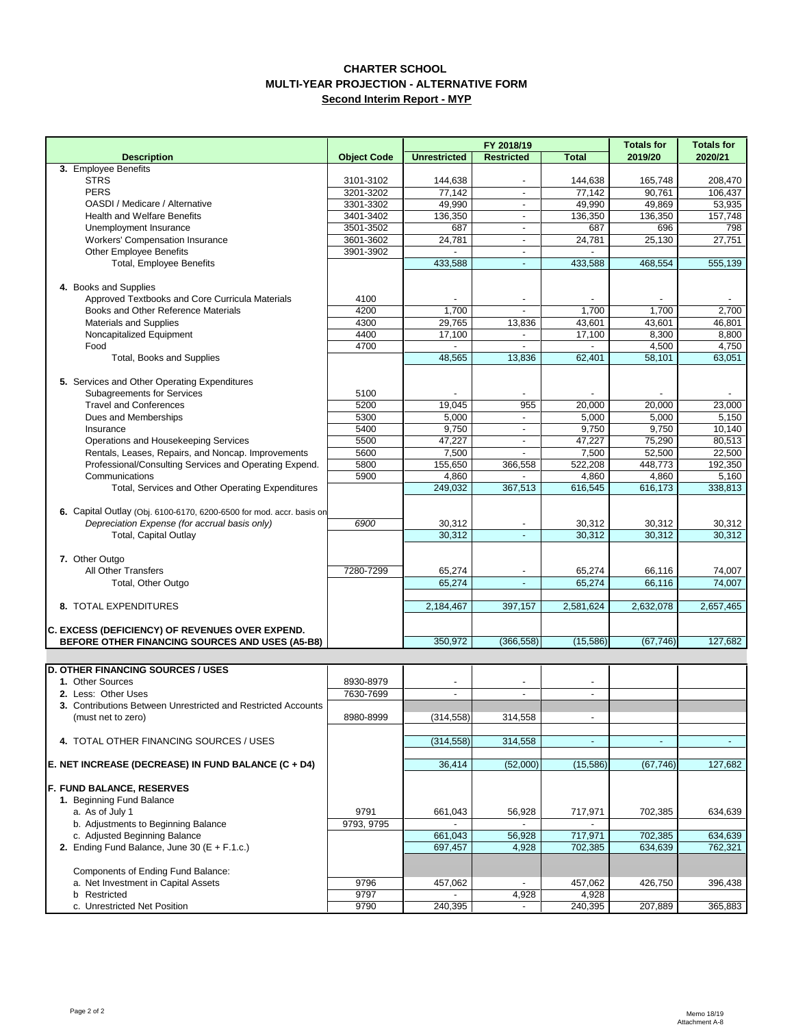# CHARTER SCHOOL
## MULTI-YEAR PROJECTION - ALTERNATIVE FORM
### Second Interim Report - MYP

| Description | Object Code | FY 2018/19 Unrestricted | FY 2018/19 Restricted | FY 2018/19 Total | Totals for 2019/20 | Totals for 2020/21 |
|---|---|---|---|---|---|---|
| **3.** Employee Benefits | | | | | | |
| STRS | 3101-3102 | 144,638 | - | 144,638 | 165,748 | 208,470 |
| PERS | 3201-3202 | 77,142 | - | 77,142 | 90,761 | 106,437 |
| OASDI / Medicare / Alternative | 3301-3302 | 49,990 | - | 49,990 | 49,869 | 53,935 |
| Health and Welfare Benefits | 3401-3402 | 136,350 | - | 136,350 | 136,350 | 157,748 |
| Unemployment Insurance | 3501-3502 | 687 | - | 687 | 696 | 798 |
| Workers' Compensation Insurance | 3601-3602 | 24,781 | - | 24,781 | 25,130 | 27,751 |
| Other Employee Benefits | 3901-3902 | - | - | - | | |
| Total, Employee Benefits | | 433,588 | - | 433,588 | 468,554 | 555,139 |
| **4.** Books and Supplies | | | | | | |
| Approved Textbooks and Core Curricula Materials | 4100 | - | - | - | - | - |
| Books and Other Reference Materials | 4200 | 1,700 | - | 1,700 | 1,700 | 2,700 |
| Materials and Supplies | 4300 | 29,765 | 13,836 | 43,601 | 43,601 | 46,801 |
| Noncapitalized Equipment | 4400 | 17,100 | - | 17,100 | 8,300 | 8,800 |
| Food | 4700 | - | - | - | 4,500 | 4,750 |
| Total, Books and Supplies | | 48,565 | 13,836 | 62,401 | 58,101 | 63,051 |
| **5.** Services and Other Operating Expenditures | | | | | | |
| Subagreements for Services | 5100 | - | - | - | - | - |
| Travel and Conferences | 5200 | 19,045 | 955 | 20,000 | 20,000 | 23,000 |
| Dues and Memberships | 5300 | 5,000 | - | 5,000 | 5,000 | 5,150 |
| Insurance | 5400 | 9,750 | - | 9,750 | 9,750 | 10,140 |
| Operations and Housekeeping Services | 5500 | 47,227 | - | 47,227 | 75,290 | 80,513 |
| Rentals, Leases, Repairs, and Noncap. Improvements | 5600 | 7,500 | - | 7,500 | 52,500 | 22,500 |
| Professional/Consulting Services and Operating Expend. | 5800 | 155,650 | 366,558 | 522,208 | 448,773 | 192,350 |
| Communications | 5900 | 4,860 | - | 4,860 | 4,860 | 5,160 |
| Total, Services and Other Operating Expenditures | | 249,032 | 367,513 | 616,545 | 616,173 | 338,813 |
| **6.** Capital Outlay (Obj. 6100-6170, 6200-6500 for mod. accr. basis on | | | | | | |
| *Depreciation Expense (for accrual basis only)* | *6900* | 30,312 | - | 30,312 | 30,312 | 30,312 |
| Total, Capital Outlay | | 30,312 | - | 30,312 | 30,312 | 30,312 |
| **7.** Other Outgo | | | | | | |
| All Other Transfers | 7280-7299 | 65,274 | - | 65,274 | 66,116 | 74,007 |
| Total, Other Outgo | | 65,274 | - | 65,274 | 66,116 | 74,007 |
| **8.** TOTAL EXPENDITURES | | 2,184,467 | 397,157 | 2,581,624 | 2,632,078 | 2,657,465 |
| **C. EXCESS (DEFICIENCY) OF REVENUES OVER EXPEND. BEFORE OTHER FINANCING SOURCES AND USES (A5-B8)** | | 350,972 | (366,558) | (15,586) | (67,746) | 127,682 |
| **D. OTHER FINANCING SOURCES / USES** | | | | | | |
| **1.** Other Sources | 8930-8979 | - | - | - | | |
| **2.** Less: Other Uses | 7630-7699 | - | - | - | | |
| **3.** Contributions Between Unrestricted and Restricted Accounts (must net to zero) | 8980-8999 | (314,558) | 314,558 | - | | |
| **4.** TOTAL OTHER FINANCING SOURCES / USES | | (314,558) | 314,558 | - | - | - |
| **E. NET INCREASE (DECREASE) IN FUND BALANCE (C + D4)** | | 36,414 | (52,000) | (15,586) | (67,746) | 127,682 |
| **F. FUND BALANCE, RESERVES** | | | | | | |
| **1.** Beginning Fund Balance | | | | | | |
| a. As of July 1 | 9791 | 661,043 | 56,928 | 717,971 | 702,385 | 634,639 |
| b. Adjustments to Beginning Balance | 9793, 9795 | - | - | - | | |
| c. Adjusted Beginning Balance | | 661,043 | 56,928 | 717,971 | 702,385 | 634,639 |
| **2.** Ending Fund Balance, June 30 (E + F.1.c.) | | 697,457 | 4,928 | 702,385 | 634,639 | 762,321 |
| Components of Ending Fund Balance: | | | | | | |
| a. Net Investment in Capital Assets | 9796 | 457,062 | - | 457,062 | 426,750 | 396,438 |
| b Restricted | 9797 | - | 4,928 | 4,928 | | |
| c. Unrestricted Net Position | 9790 | 240,395 | - | 240,395 | 207,889 | 365,883 |

Memo 18/19
Attachment A-8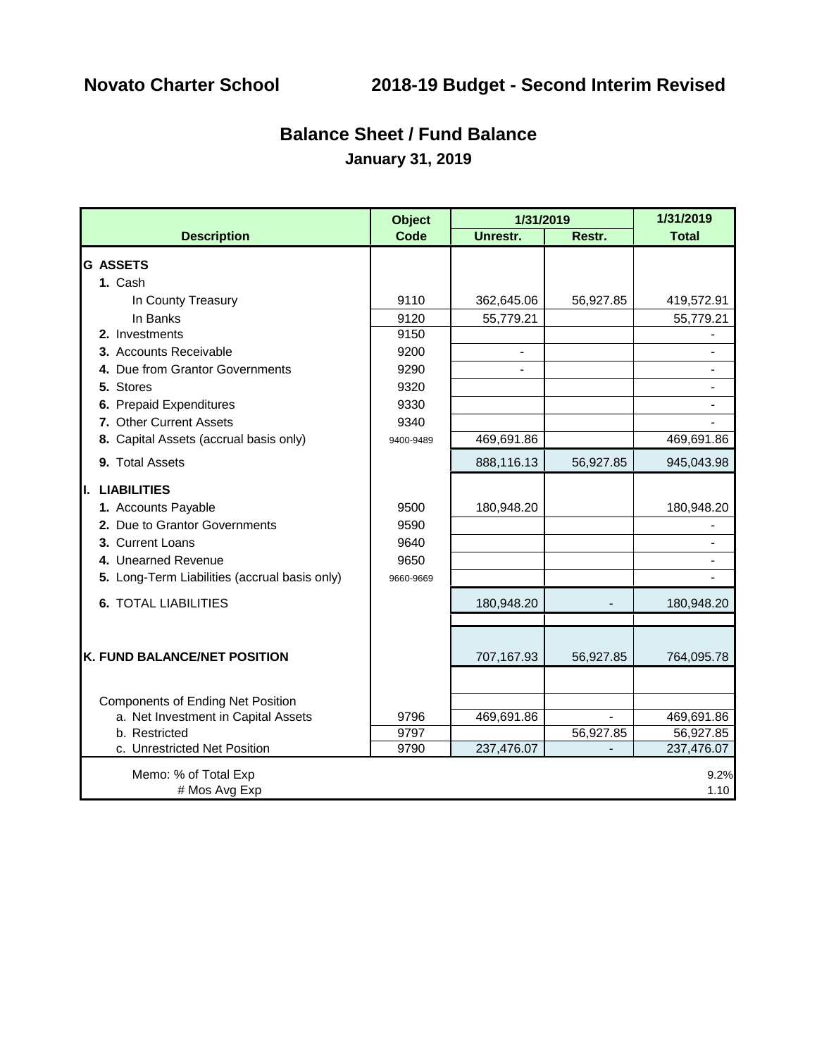**Novato Charter School** **2018-19 Budget - Second Interim Revised**

## Balance Sheet / Fund Balance

### January 31, 2019

| Description | Object Code | 1/31/2019 Unrestr. | 1/31/2019 Restr. | 1/31/2019 Total |
|---|---|---|---|---|
| **G ASSETS** | | | | |
| **1.** Cash | | | | |
| In County Treasury | 9110 | 362,645.06 | 56,927.85 | 419,572.91 |
| In Banks | 9120 | 55,779.21 | | 55,779.21 |
| **2.** Investments | 9150 | | | - |
| **3.** Accounts Receivable | 9200 | - | | - |
| **4.** Due from Grantor Governments | 9290 | - | | - |
| **5.** Stores | 9320 | | | - |
| **6.** Prepaid Expenditures | 9330 | | | - |
| **7.** Other Current Assets | 9340 | | | - |
| **8.** Capital Assets (accrual basis only) | 9400-9489 | 469,691.86 | | 469,691.86 |
| **9.** Total Assets | | 888,116.13 | 56,927.85 | 945,043.98 |
| **I. LIABILITIES** | | | | |
| **1.** Accounts Payable | 9500 | 180,948.20 | | 180,948.20 |
| **2.** Due to Grantor Governments | 9590 | | | - |
| **3.** Current Loans | 9640 | | | - |
| **4.** Unearned Revenue | 9650 | | | - |
| **5.** Long-Term Liabilities (accrual basis only) | 9660-9669 | | | - |
| **6.** TOTAL LIABILITIES | | 180,948.20 | - | 180,948.20 |
| **K. FUND BALANCE/NET POSITION** | | 707,167.93 | 56,927.85 | 764,095.78 |
| Components of Ending Net Position | | | | |
| a. Net Investment in Capital Assets | 9796 | 469,691.86 | - | 469,691.86 |
| b. Restricted | 9797 | | 56,927.85 | 56,927.85 |
| c. Unrestricted Net Position | 9790 | 237,476.07 | - | 237,476.07 |
| Memo: % of Total Exp | | | | 9.2% |
| # Mos Avg Exp | | | | 1.10 |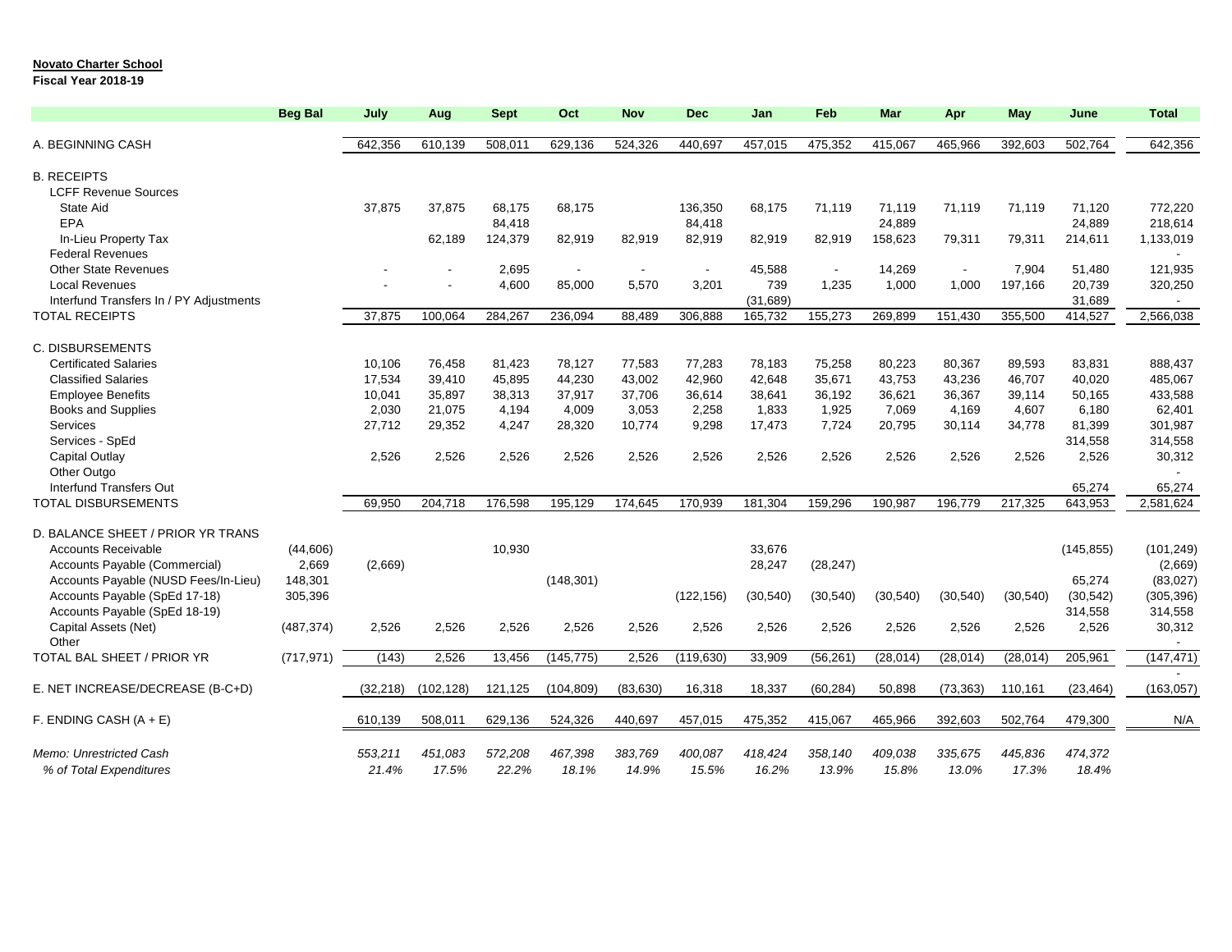**Novato Charter School**

**Fiscal Year 2018-19**

| | Beg Bal | July | Aug | Sept | Oct | Nov | Dec | Jan | Feb | Mar | Apr | May | June | Total |
|---|---|---|---|---|---|---|---|---|---|---|---|---|---|---|
| A. BEGINNING CASH | | 642,356 | 610,139 | 508,011 | 629,136 | 524,326 | 440,697 | 457,015 | 475,352 | 415,067 | 465,966 | 392,603 | 502,764 | 642,356 |
| B. RECEIPTS | | | | | | | | | | | | | | |
| LCFF Revenue Sources | | | | | | | | | | | | | | |
| State Aid | | 37,875 | 37,875 | 68,175 | 68,175 | | 136,350 | 68,175 | 71,119 | 71,119 | 71,119 | 71,119 | 71,120 | 772,220 |
| EPA | | | | 84,418 | | | 84,418 | | | 24,889 | | | 24,889 | 218,614 |
| In-Lieu Property Tax | | | 62,189 | 124,379 | 82,919 | 82,919 | 82,919 | 82,919 | 82,919 | 158,623 | 79,311 | 79,311 | 214,611 | 1,133,019 |
| Federal Revenues | | | | | | | | | | | | | | - |
| Other State Revenues | | - | - | 2,695 | - | - | - | 45,588 | - | 14,269 | - | 7,904 | 51,480 | 121,935 |
| Local Revenues | | - | - | 4,600 | 85,000 | 5,570 | 3,201 | 739 | 1,235 | 1,000 | 1,000 | 197,166 | 20,739 | 320,250 |
| Interfund Transfers In / PY Adjustments | | | | | | | | (31,689) | | | | | 31,689 | - |
| TOTAL RECEIPTS | | 37,875 | 100,064 | 284,267 | 236,094 | 88,489 | 306,888 | 165,732 | 155,273 | 269,899 | 151,430 | 355,500 | 414,527 | 2,566,038 |
| C. DISBURSEMENTS | | | | | | | | | | | | | | |
| Certificated Salaries | | 10,106 | 76,458 | 81,423 | 78,127 | 77,583 | 77,283 | 78,183 | 75,258 | 80,223 | 80,367 | 89,593 | 83,831 | 888,437 |
| Classified Salaries | | 17,534 | 39,410 | 45,895 | 44,230 | 43,002 | 42,960 | 42,648 | 35,671 | 43,753 | 43,236 | 46,707 | 40,020 | 485,067 |
| Employee Benefits | | 10,041 | 35,897 | 38,313 | 37,917 | 37,706 | 36,614 | 38,641 | 36,192 | 36,621 | 36,367 | 39,114 | 50,165 | 433,588 |
| Books and Supplies | | 2,030 | 21,075 | 4,194 | 4,009 | 3,053 | 2,258 | 1,833 | 1,925 | 7,069 | 4,169 | 4,607 | 6,180 | 62,401 |
| Services | | 27,712 | 29,352 | 4,247 | 28,320 | 10,774 | 9,298 | 17,473 | 7,724 | 20,795 | 30,114 | 34,778 | 81,399 | 301,987 |
| Services - SpEd | | | | | | | | | | | | | 314,558 | 314,558 |
| Capital Outlay | | 2,526 | 2,526 | 2,526 | 2,526 | 2,526 | 2,526 | 2,526 | 2,526 | 2,526 | 2,526 | 2,526 | 2,526 | 30,312 |
| Other Outgo | | | | | | | | | | | | | | - |
| Interfund Transfers Out | | | | | | | | | | | | | 65,274 | 65,274 |
| TOTAL DISBURSEMENTS | | 69,950 | 204,718 | 176,598 | 195,129 | 174,645 | 170,939 | 181,304 | 159,296 | 190,987 | 196,779 | 217,325 | 643,953 | 2,581,624 |
| D. BALANCE SHEET / PRIOR YR TRANS | | | | | | | | | | | | | | |
| Accounts Receivable | (44,606) | | | 10,930 | | | | 33,676 | | | | | (145,855) | (101,249) |
| Accounts Payable (Commercial) | 2,669 | (2,669) | | | | | | 28,247 | (28,247) | | | | | (2,669) |
| Accounts Payable (NUSD Fees/In-Lieu) | 148,301 | | | | (148,301) | | | | | | | | 65,274 | (83,027) |
| Accounts Payable (SpEd 17-18) | 305,396 | | | | | | (122,156) | (30,540) | (30,540) | (30,540) | (30,540) | (30,540) | (30,542) | (305,396) |
| Accounts Payable (SpEd 18-19) | | | | | | | | | | | | | 314,558 | 314,558 |
| Capital Assets (Net) | (487,374) | 2,526 | 2,526 | 2,526 | 2,526 | 2,526 | 2,526 | 2,526 | 2,526 | 2,526 | 2,526 | 2,526 | 2,526 | 30,312 |
| Other | | | | | | | | | | | | | | - |
| TOTAL BAL SHEET / PRIOR YR | (717,971) | (143) | 2,526 | 13,456 | (145,775) | 2,526 | (119,630) | 33,909 | (56,261) | (28,014) | (28,014) | (28,014) | 205,961 | (147,471) |
| | | | | | | | | | | | | | | - |
| E. NET INCREASE/DECREASE (B-C+D) | | (32,218) | (102,128) | 121,125 | (104,809) | (83,630) | 16,318 | 18,337 | (60,284) | 50,898 | (73,363) | 110,161 | (23,464) | (163,057) |
| F. ENDING CASH (A + E) | | 610,139 | 508,011 | 629,136 | 524,326 | 440,697 | 457,015 | 475,352 | 415,067 | 465,966 | 392,603 | 502,764 | 479,300 | N/A |
| *Memo: Unrestricted Cash* | | *553,211* | *451,083* | *572,208* | *467,398* | *383,769* | *400,087* | *418,424* | *358,140* | *409,038* | *335,675* | *445,836* | *474,372* | |
| *% of Total Expenditures* | | *21.4%* | *17.5%* | *22.2%* | *18.1%* | *14.9%* | *15.5%* | *16.2%* | *13.9%* | *15.8%* | *13.0%* | *17.3%* | *18.4%* | |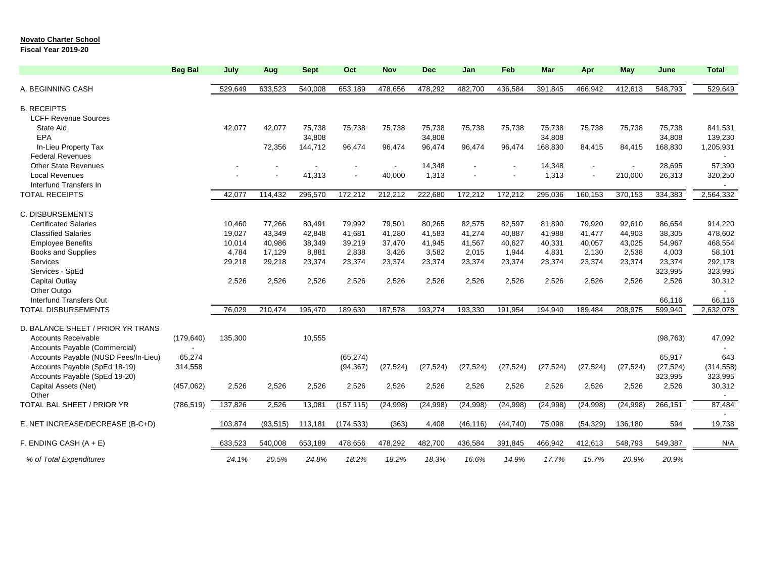**Novato Charter School**

**Fiscal Year 2019-20**

| | Beg Bal | July | Aug | Sept | Oct | Nov | Dec | Jan | Feb | Mar | Apr | May | June | Total |
|---|---|---|---|---|---|---|---|---|---|---|---|---|---|---|
| A. BEGINNING CASH | | 529,649 | 633,523 | 540,008 | 653,189 | 478,656 | 478,292 | 482,700 | 436,584 | 391,845 | 466,942 | 412,613 | 548,793 | 529,649 |
| B. RECEIPTS | | | | | | | | | | | | | | |
| LCFF Revenue Sources | | | | | | | | | | | | | | |
| State Aid | | 42,077 | 42,077 | 75,738 | 75,738 | 75,738 | 75,738 | 75,738 | 75,738 | 75,738 | 75,738 | 75,738 | 75,738 | 841,531 |
| EPA | | | | 34,808 | | | 34,808 | | | 34,808 | | | 34,808 | 139,230 |
| In-Lieu Property Tax | | | 72,356 | 144,712 | 96,474 | 96,474 | 96,474 | 96,474 | 96,474 | 168,830 | 84,415 | 84,415 | 168,830 | 1,205,931 |
| Federal Revenues | | | | | | | | | | | | | | - |
| Other State Revenues | | - | - | - | - | - | 14,348 | - | - | 14,348 | - | - | 28,695 | 57,390 |
| Local Revenues | | - | - | 41,313 | - | 40,000 | 1,313 | - | - | 1,313 | - | 210,000 | 26,313 | 320,250 |
| Interfund Transfers In | | | | | | | | | | | | | | - |
| TOTAL RECEIPTS | | 42,077 | 114,432 | 296,570 | 172,212 | 212,212 | 222,680 | 172,212 | 172,212 | 295,036 | 160,153 | 370,153 | 334,383 | 2,564,332 |
| C. DISBURSEMENTS | | | | | | | | | | | | | | |
| Certificated Salaries | | 10,460 | 77,266 | 80,491 | 79,992 | 79,501 | 80,265 | 82,575 | 82,597 | 81,890 | 79,920 | 92,610 | 86,654 | 914,220 |
| Classified Salaries | | 19,027 | 43,349 | 42,848 | 41,681 | 41,280 | 41,583 | 41,274 | 40,887 | 41,988 | 41,477 | 44,903 | 38,305 | 478,602 |
| Employee Benefits | | 10,014 | 40,986 | 38,349 | 39,219 | 37,470 | 41,945 | 41,567 | 40,627 | 40,331 | 40,057 | 43,025 | 54,967 | 468,554 |
| Books and Supplies | | 4,784 | 17,129 | 8,881 | 2,838 | 3,426 | 3,582 | 2,015 | 1,944 | 4,831 | 2,130 | 2,538 | 4,003 | 58,101 |
| Services | | 29,218 | 29,218 | 23,374 | 23,374 | 23,374 | 23,374 | 23,374 | 23,374 | 23,374 | 23,374 | 23,374 | 23,374 | 292,178 |
| Services - SpEd | | | | | | | | | | | | | 323,995 | 323,995 |
| Capital Outlay | | 2,526 | 2,526 | 2,526 | 2,526 | 2,526 | 2,526 | 2,526 | 2,526 | 2,526 | 2,526 | 2,526 | 2,526 | 30,312 |
| Other Outgo | | | | | | | | | | | | | | - |
| Interfund Transfers Out | | | | | | | | | | | | | 66,116 | 66,116 |
| TOTAL DISBURSEMENTS | | 76,029 | 210,474 | 196,470 | 189,630 | 187,578 | 193,274 | 193,330 | 191,954 | 194,940 | 189,484 | 208,975 | 599,940 | 2,632,078 |
| D. BALANCE SHEET / PRIOR YR TRANS | | | | | | | | | | | | | | |
| Accounts Receivable | (179,640) | 135,300 | | 10,555 | | | | | | | | | (98,763) | 47,092 |
| Accounts Payable (Commercial) | - | | | | | | | | | | | | | - |
| Accounts Payable (NUSD Fees/In-Lieu) | 65,274 | | | | (65,274) | | | | | | | | 65,917 | 643 |
| Accounts Payable (SpEd 18-19) | 314,558 | | | | (94,367) | (27,524) | (27,524) | (27,524) | (27,524) | (27,524) | (27,524) | (27,524) | (27,524) | (314,558) |
| Accounts Payable (SpEd 19-20) | | | | | | | | | | | | | 323,995 | 323,995 |
| Capital Assets (Net) | (457,062) | 2,526 | 2,526 | 2,526 | 2,526 | 2,526 | 2,526 | 2,526 | 2,526 | 2,526 | 2,526 | 2,526 | 2,526 | 30,312 |
| Other | | | | | | | | | | | | | | - |
| TOTAL BAL SHEET / PRIOR YR | (786,519) | 137,826 | 2,526 | 13,081 | (157,115) | (24,998) | (24,998) | (24,998) | (24,998) | (24,998) | (24,998) | (24,998) | 266,151 | 87,484 |
| | | | | | | | | | | | | | | - |
| E. NET INCREASE/DECREASE (B-C+D) | | 103,874 | (93,515) | 113,181 | (174,533) | (363) | 4,408 | (46,116) | (44,740) | 75,098 | (54,329) | 136,180 | 594 | 19,738 |
| F. ENDING CASH (A + E) | | 633,523 | 540,008 | 653,189 | 478,656 | 478,292 | 482,700 | 436,584 | 391,845 | 466,942 | 412,613 | 548,793 | 549,387 | N/A |
| *% of Total Expenditures* | | *24.1%* | *20.5%* | *24.8%* | *18.2%* | *18.2%* | *18.3%* | *16.6%* | *14.9%* | *17.7%* | *15.7%* | *20.9%* | *20.9%* | |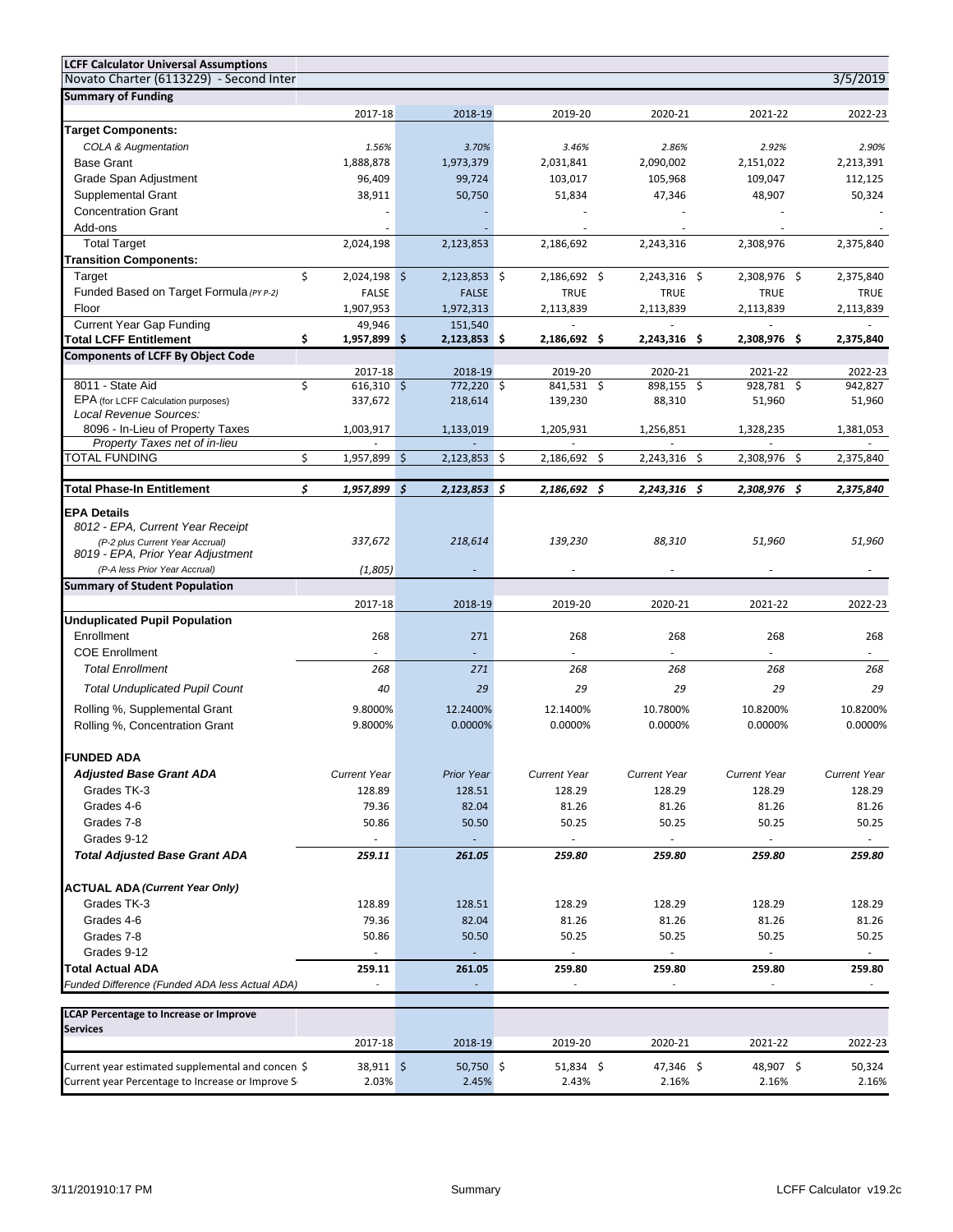**LCFF Calculator Universal Assumptions**

Novato Charter (6113229) - Second Inter | 3/5/2019

**Summary of Funding**

| | 2017-18 | 2018-19 | 2019-20 | 2020-21 | 2021-22 | 2022-23 |
|---|---|---|---|---|---|---|
| **Target Components:** | | | | | | |
| *COLA & Augmentation* | *1.56%* | *3.70%* | *3.46%* | *2.86%* | *2.92%* | *2.90%* |
| Base Grant | 1,888,878 | 1,973,379 | 2,031,841 | 2,090,002 | 2,151,022 | 2,213,391 |
| Grade Span Adjustment | 96,409 | 99,724 | 103,017 | 105,968 | 109,047 | 112,125 |
| Supplemental Grant | 38,911 | 50,750 | 51,834 | 47,346 | 48,907 | 50,324 |
| Concentration Grant | - | - | - | - | - | - |
| Add-ons | - | - | - | - | - | - |
| Total Target | 2,024,198 | 2,123,853 | 2,186,692 | 2,243,316 | 2,308,976 | 2,375,840 |
| **Transition Components:** | | | | | | |
| Target | $ 2,024,198 | $ 2,123,853 | $ 2,186,692 | $ 2,243,316 | $ 2,308,976 | $ 2,375,840 |
| Funded Based on Target Formula *(PY P-2)* | FALSE | FALSE | TRUE | TRUE | TRUE | TRUE |
| Floor | 1,907,953 | 1,972,313 | 2,113,839 | 2,113,839 | 2,113,839 | 2,113,839 |
| Current Year Gap Funding | 49,946 | 151,540 | - | - | - | - |
| **Total LCFF Entitlement** | **$ 1,957,899** | **$ 2,123,853** | **$ 2,186,692** | **$ 2,243,316** | **$ 2,308,976** | **$ 2,375,840** |

**Components of LCFF By Object Code**

| | 2017-18 | 2018-19 | 2019-20 | 2020-21 | 2021-22 | 2022-23 |
|---|---|---|---|---|---|---|
| 8011 - State Aid | $ 616,310 | $ 772,220 | $ 841,531 | $ 898,155 | $ 928,781 | $ 942,827 |
| EPA (for LCFF Calculation purposes) | 337,672 | 218,614 | 139,230 | 88,310 | 51,960 | 51,960 |
| *Local Revenue Sources:* | | | | | | |
| 8096 - In-Lieu of Property Taxes | 1,003,917 | 1,133,019 | 1,205,931 | 1,256,851 | 1,328,235 | 1,381,053 |
| *Property Taxes net of in-lieu* | - | - | - | - | - | - |
| TOTAL FUNDING | $ 1,957,899 | $ 2,123,853 | $ 2,186,692 | $ 2,243,316 | $ 2,308,976 | $ 2,375,840 |
| ***Total Phase-In Entitlement*** | ***$ 1,957,899*** | ***$ 2,123,853*** | ***$ 2,186,692*** | ***$ 2,243,316*** | ***$ 2,308,976*** | ***$ 2,375,840*** |
| **EPA Details** | | | | | | |
| *8012 - EPA, Current Year Receipt (P-2 plus Current Year Accrual)* | *337,672* | *218,614* | *139,230* | *88,310* | *51,960* | *51,960* |
| *8019 - EPA, Prior Year Adjustment (P-A less Prior Year Accrual)* | *(1,805)* | - | - | - | - | - |

**Summary of Student Population**

| | 2017-18 | 2018-19 | 2019-20 | 2020-21 | 2021-22 | 2022-23 |
|---|---|---|---|---|---|---|
| **Unduplicated Pupil Population** | | | | | | |
| Enrollment | 268 | 271 | 268 | 268 | 268 | 268 |
| COE Enrollment | - | - | - | - | - | - |
| *Total Enrollment* | *268* | *271* | *268* | *268* | *268* | *268* |
| *Total Unduplicated Pupil Count* | *40* | *29* | *29* | *29* | *29* | *29* |
| Rolling %, Supplemental Grant | 9.8000% | 12.2400% | 12.1400% | 10.7800% | 10.8200% | 10.8200% |
| Rolling %, Concentration Grant | 9.8000% | 0.0000% | 0.0000% | 0.0000% | 0.0000% | 0.0000% |
| **FUNDED ADA** | | | | | | |
| ***Adjusted Base Grant ADA*** | *Current Year* | *Prior Year* | *Current Year* | *Current Year* | *Current Year* | *Current Year* |
| Grades TK-3 | 128.89 | 128.51 | 128.29 | 128.29 | 128.29 | 128.29 |
| Grades 4-6 | 79.36 | 82.04 | 81.26 | 81.26 | 81.26 | 81.26 |
| Grades 7-8 | 50.86 | 50.50 | 50.25 | 50.25 | 50.25 | 50.25 |
| Grades 9-12 | - | - | - | - | - | - |
| ***Total Adjusted Base Grant ADA*** | ***259.11*** | ***261.05*** | ***259.80*** | ***259.80*** | ***259.80*** | ***259.80*** |
| **ACTUAL ADA** ***(Current Year Only)*** | | | | | | |
| Grades TK-3 | 128.89 | 128.51 | 128.29 | 128.29 | 128.29 | 128.29 |
| Grades 4-6 | 79.36 | 82.04 | 81.26 | 81.26 | 81.26 | 81.26 |
| Grades 7-8 | 50.86 | 50.50 | 50.25 | 50.25 | 50.25 | 50.25 |
| Grades 9-12 | - | - | - | - | - | - |
| **Total Actual ADA** | **259.11** | **261.05** | **259.80** | **259.80** | **259.80** | **259.80** |
| *Funded Difference (Funded ADA less Actual ADA)* | - | - | - | - | - | - |

**LCAP Percentage to Increase or Improve Services**

| | 2017-18 | 2018-19 | 2019-20 | 2020-21 | 2021-22 | 2022-23 |
|---|---|---|---|---|---|---|
| Current year estimated supplemental and concen | $ 38,911 | $ 50,750 | $ 51,834 | $ 47,346 | $ 48,907 | $ 50,324 |
| Current year Percentage to Increase or Improve S | 2.03% | 2.45% | 2.43% | 2.16% | 2.16% | 2.16% |

3/11/2019 10:17 PM | Summary | LCFF Calculator v19.2c